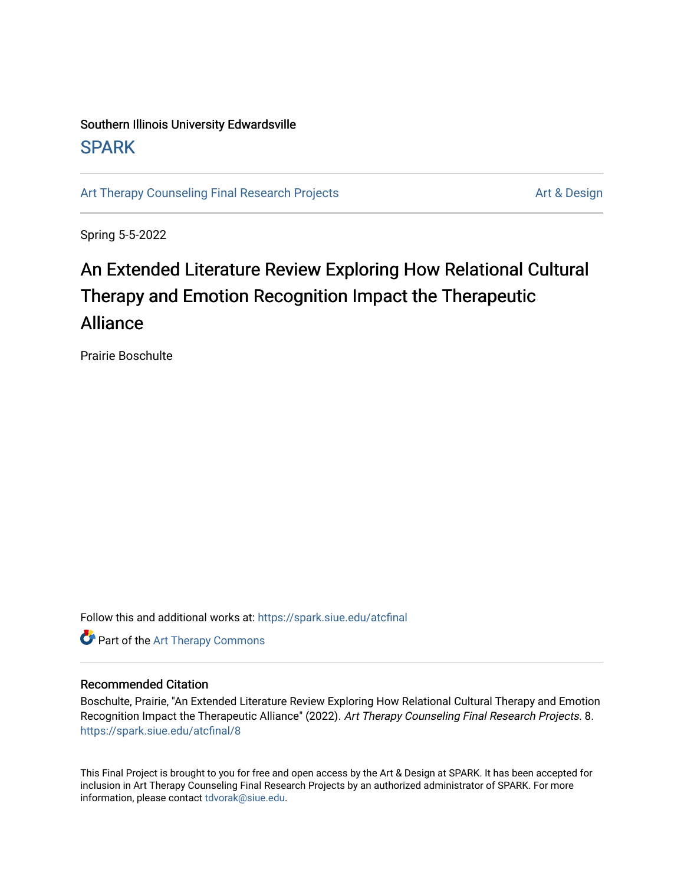Southern Illinois University Edwardsville

## SPARK

Art Therapy Counseling Final Research Projects | Art & Design

Spring 5-5-2022

# An Extended Literature Review Exploring How Relational Cultural Therapy and Emotion Recognition Impact the Therapeutic Alliance

Prairie Boschulte

Follow this and additional works at: https://spark.siue.edu/atcfinal

Part of the Art Therapy Commons

### Recommended Citation

Boschulte, Prairie, "An Extended Literature Review Exploring How Relational Cultural Therapy and Emotion Recognition Impact the Therapeutic Alliance" (2022). *Art Therapy Counseling Final Research Projects*. 8. https://spark.siue.edu/atcfinal/8

This Final Project is brought to you for free and open access by the Art & Design at SPARK. It has been accepted for inclusion in Art Therapy Counseling Final Research Projects by an authorized administrator of SPARK. For more information, please contact tdvorak@siue.edu.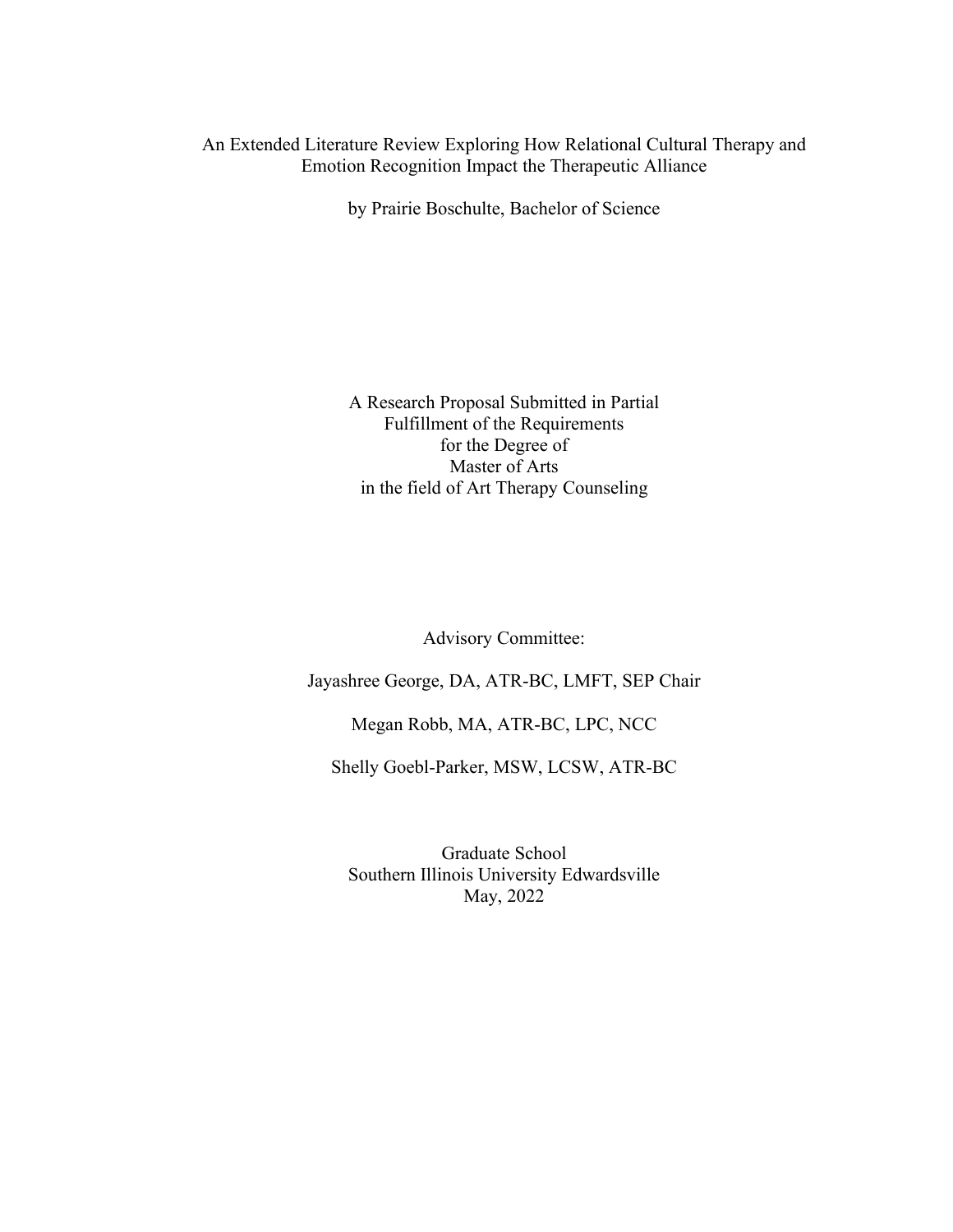An Extended Literature Review Exploring How Relational Cultural Therapy and Emotion Recognition Impact the Therapeutic Alliance

by Prairie Boschulte, Bachelor of Science

A Research Proposal Submitted in Partial
Fulfillment of the Requirements
for the Degree of
Master of Arts
in the field of Art Therapy Counseling

Advisory Committee:

Jayashree George, DA, ATR-BC, LMFT, SEP Chair

Megan Robb, MA, ATR-BC, LPC, NCC

Shelly Goebl-Parker, MSW, LCSW, ATR-BC

Graduate School
Southern Illinois University Edwardsville
May, 2022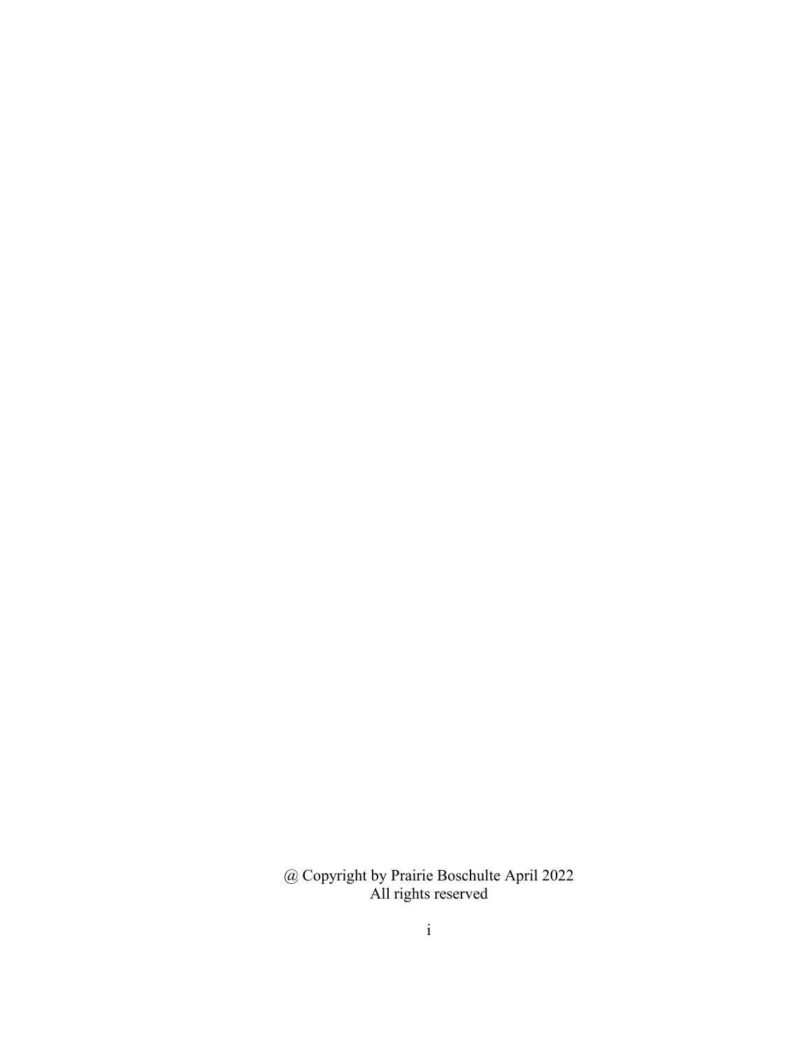@ Copyright by Prairie Boschulte April 2022
All rights reserved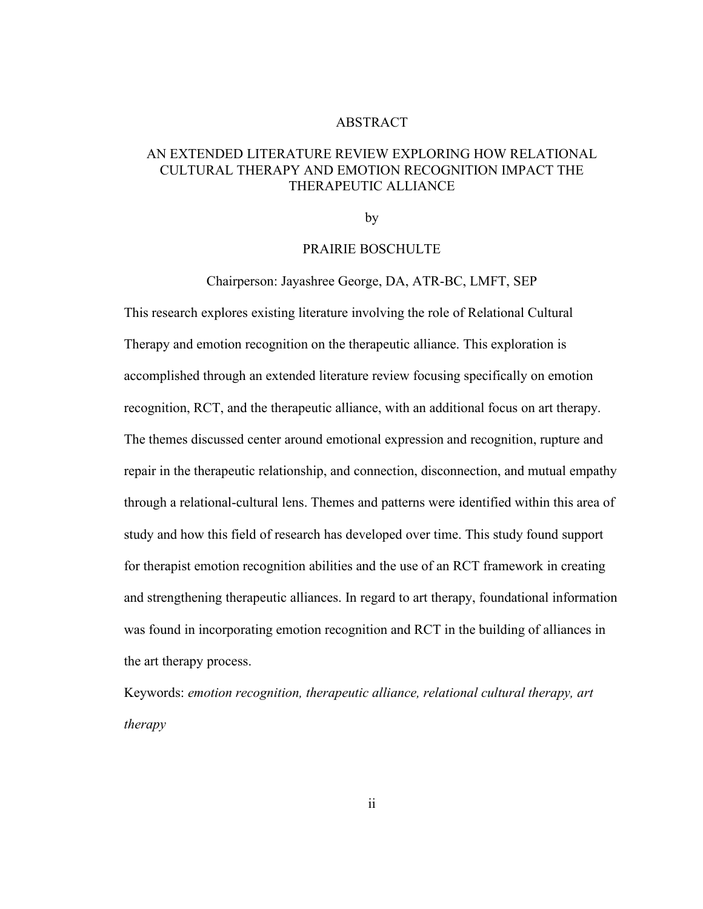# ABSTRACT

## AN EXTENDED LITERATURE REVIEW EXPLORING HOW RELATIONAL CULTURAL THERAPY AND EMOTION RECOGNITION IMPACT THE THERAPEUTIC ALLIANCE

by

PRAIRIE BOSCHULTE

Chairperson: Jayashree George, DA, ATR-BC, LMFT, SEP

This research explores existing literature involving the role of Relational Cultural Therapy and emotion recognition on the therapeutic alliance. This exploration is accomplished through an extended literature review focusing specifically on emotion recognition, RCT, and the therapeutic alliance, with an additional focus on art therapy. The themes discussed center around emotional expression and recognition, rupture and repair in the therapeutic relationship, and connection, disconnection, and mutual empathy through a relational-cultural lens. Themes and patterns were identified within this area of study and how this field of research has developed over time. This study found support for therapist emotion recognition abilities and the use of an RCT framework in creating and strengthening therapeutic alliances. In regard to art therapy, foundational information was found in incorporating emotion recognition and RCT in the building of alliances in the art therapy process.

Keywords: *emotion recognition, therapeutic alliance, relational cultural therapy, art therapy*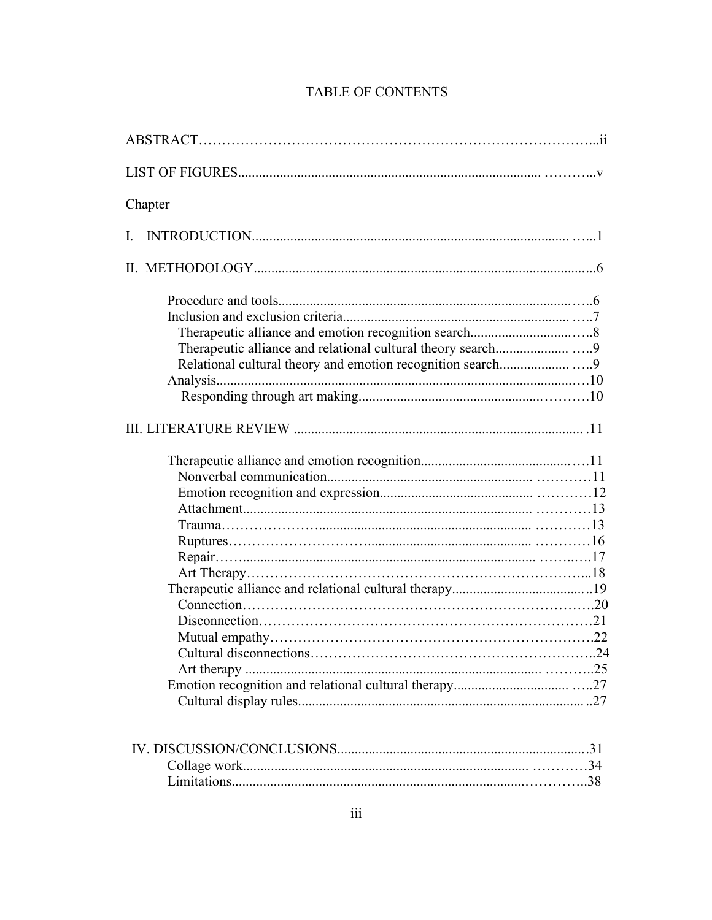# TABLE OF CONTENTS

ABSTRACT..........ii

LIST OF FIGURES..........v

Chapter

I. INTRODUCTION..........1

II. METHODOLOGY..........6

- Procedure and tools..........6
- Inclusion and exclusion criteria..........7
  - Therapeutic alliance and emotion recognition search..........8
  - Therapeutic alliance and relational cultural theory search..........9
  - Relational cultural theory and emotion recognition search..........9
- Analysis..........10
  - Responding through art making..........10

III. LITERATURE REVIEW..........11

- Therapeutic alliance and emotion recognition..........11
  - Nonverbal communication..........11
  - Emotion recognition and expression..........12
  - Attachment..........13
  - Trauma..........13
  - Ruptures..........16
  - Repair..........17
  - Art Therapy..........18
- Therapeutic alliance and relational cultural therapy..........19
  - Connection..........20
  - Disconnection..........21
  - Mutual empathy..........22
  - Cultural disconnections..........24
  - Art therapy..........25
- Emotion recognition and relational cultural therapy..........27
  - Cultural display rules..........27

IV. DISCUSSION/CONCLUSIONS..........31

- Collage work..........34
- Limitations..........38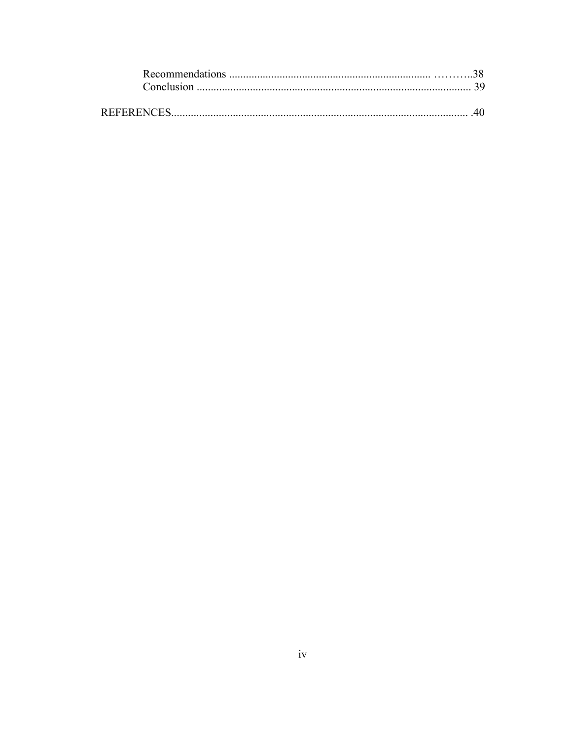Recommendations ....................................................................... ………..38
Conclusion .................................................................................................. 39

REFERENCES.......................................................................................................... .40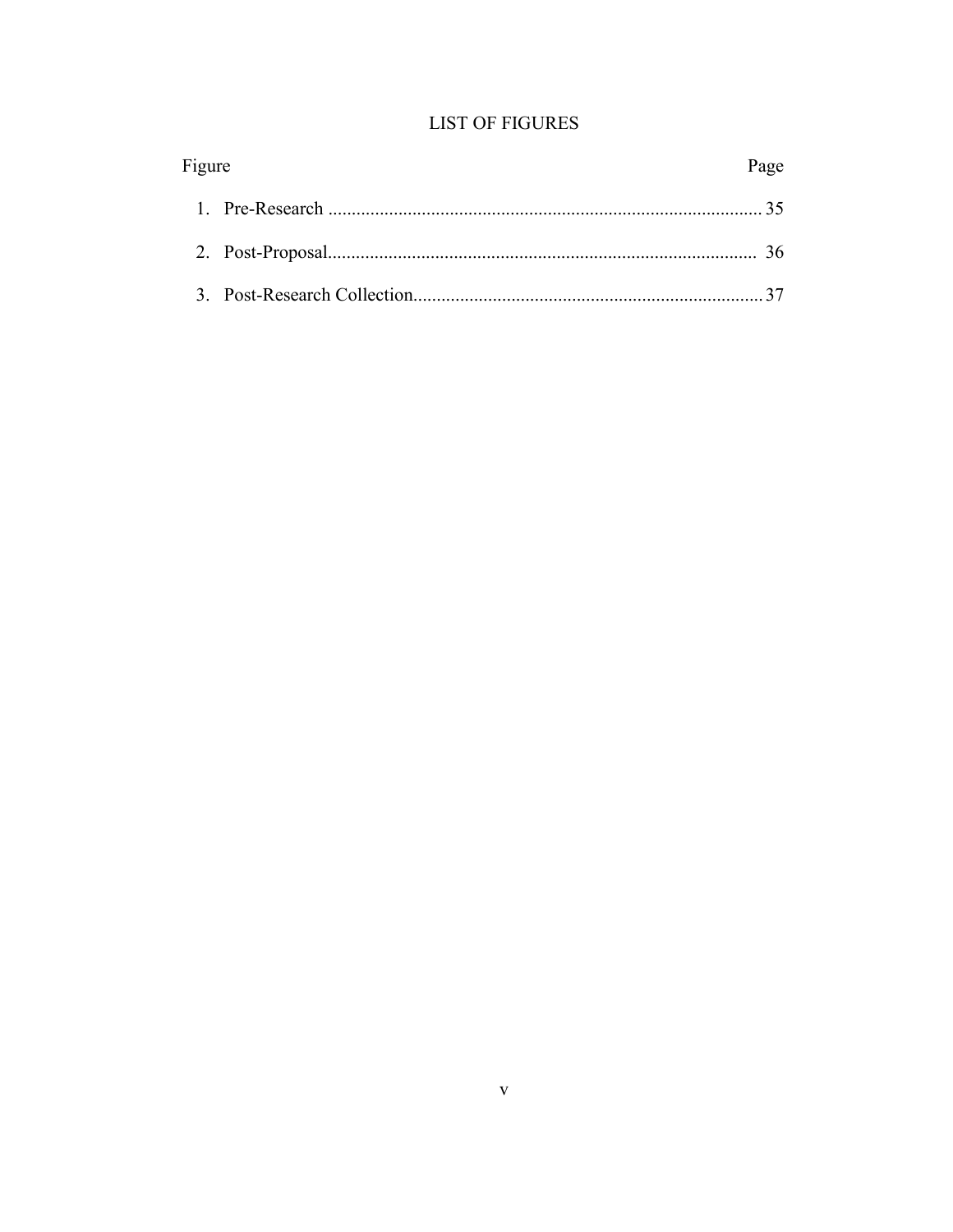# LIST OF FIGURES

| Figure | Page |
| --- | --- |
| 1. Pre-Research | 35 |
| 2. Post-Proposal | 36 |
| 3. Post-Research Collection | 37 |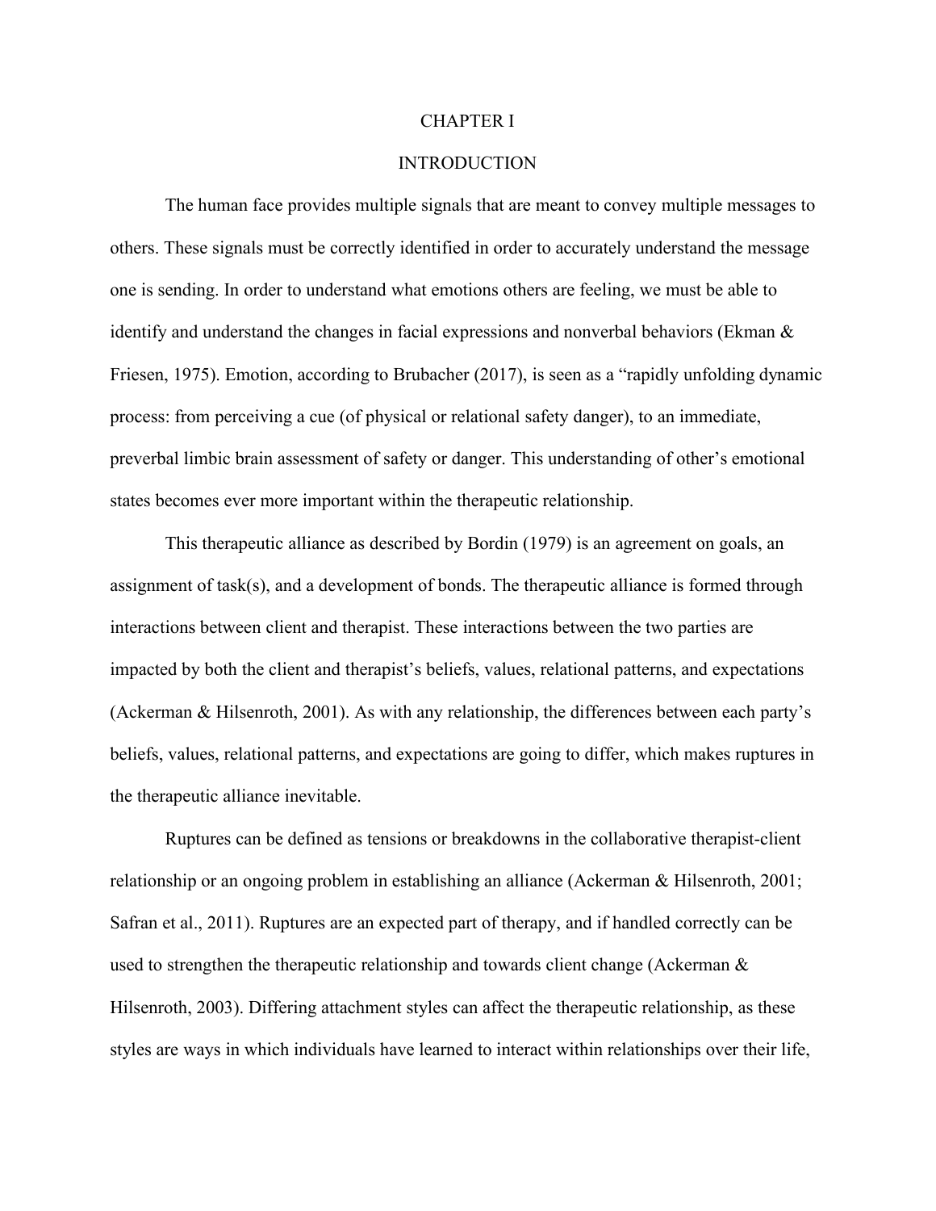# CHAPTER I

## INTRODUCTION

The human face provides multiple signals that are meant to convey multiple messages to others. These signals must be correctly identified in order to accurately understand the message one is sending. In order to understand what emotions others are feeling, we must be able to identify and understand the changes in facial expressions and nonverbal behaviors (Ekman & Friesen, 1975). Emotion, according to Brubacher (2017), is seen as a "rapidly unfolding dynamic process: from perceiving a cue (of physical or relational safety danger), to an immediate, preverbal limbic brain assessment of safety or danger. This understanding of other's emotional states becomes ever more important within the therapeutic relationship.

This therapeutic alliance as described by Bordin (1979) is an agreement on goals, an assignment of task(s), and a development of bonds. The therapeutic alliance is formed through interactions between client and therapist. These interactions between the two parties are impacted by both the client and therapist's beliefs, values, relational patterns, and expectations (Ackerman & Hilsenroth, 2001). As with any relationship, the differences between each party's beliefs, values, relational patterns, and expectations are going to differ, which makes ruptures in the therapeutic alliance inevitable.

Ruptures can be defined as tensions or breakdowns in the collaborative therapist-client relationship or an ongoing problem in establishing an alliance (Ackerman & Hilsenroth, 2001; Safran et al., 2011). Ruptures are an expected part of therapy, and if handled correctly can be used to strengthen the therapeutic relationship and towards client change (Ackerman & Hilsenroth, 2003). Differing attachment styles can affect the therapeutic relationship, as these styles are ways in which individuals have learned to interact within relationships over their life,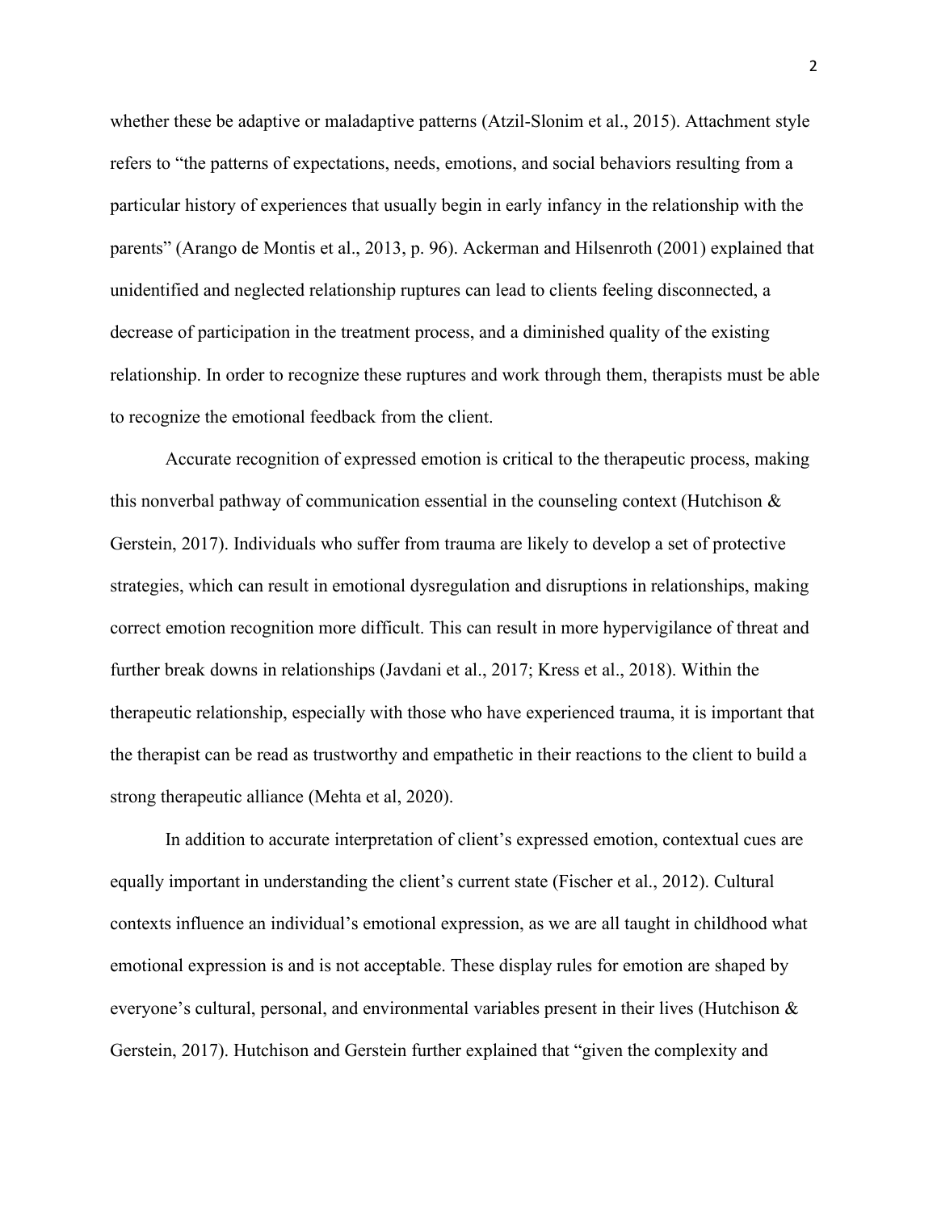whether these be adaptive or maladaptive patterns (Atzil-Slonim et al., 2015). Attachment style refers to "the patterns of expectations, needs, emotions, and social behaviors resulting from a particular history of experiences that usually begin in early infancy in the relationship with the parents" (Arango de Montis et al., 2013, p. 96). Ackerman and Hilsenroth (2001) explained that unidentified and neglected relationship ruptures can lead to clients feeling disconnected, a decrease of participation in the treatment process, and a diminished quality of the existing relationship. In order to recognize these ruptures and work through them, therapists must be able to recognize the emotional feedback from the client.

Accurate recognition of expressed emotion is critical to the therapeutic process, making this nonverbal pathway of communication essential in the counseling context (Hutchison & Gerstein, 2017). Individuals who suffer from trauma are likely to develop a set of protective strategies, which can result in emotional dysregulation and disruptions in relationships, making correct emotion recognition more difficult. This can result in more hypervigilance of threat and further break downs in relationships (Javdani et al., 2017; Kress et al., 2018). Within the therapeutic relationship, especially with those who have experienced trauma, it is important that the therapist can be read as trustworthy and empathetic in their reactions to the client to build a strong therapeutic alliance (Mehta et al, 2020).

In addition to accurate interpretation of client's expressed emotion, contextual cues are equally important in understanding the client's current state (Fischer et al., 2012). Cultural contexts influence an individual's emotional expression, as we are all taught in childhood what emotional expression is and is not acceptable. These display rules for emotion are shaped by everyone's cultural, personal, and environmental variables present in their lives (Hutchison & Gerstein, 2017). Hutchison and Gerstein further explained that "given the complexity and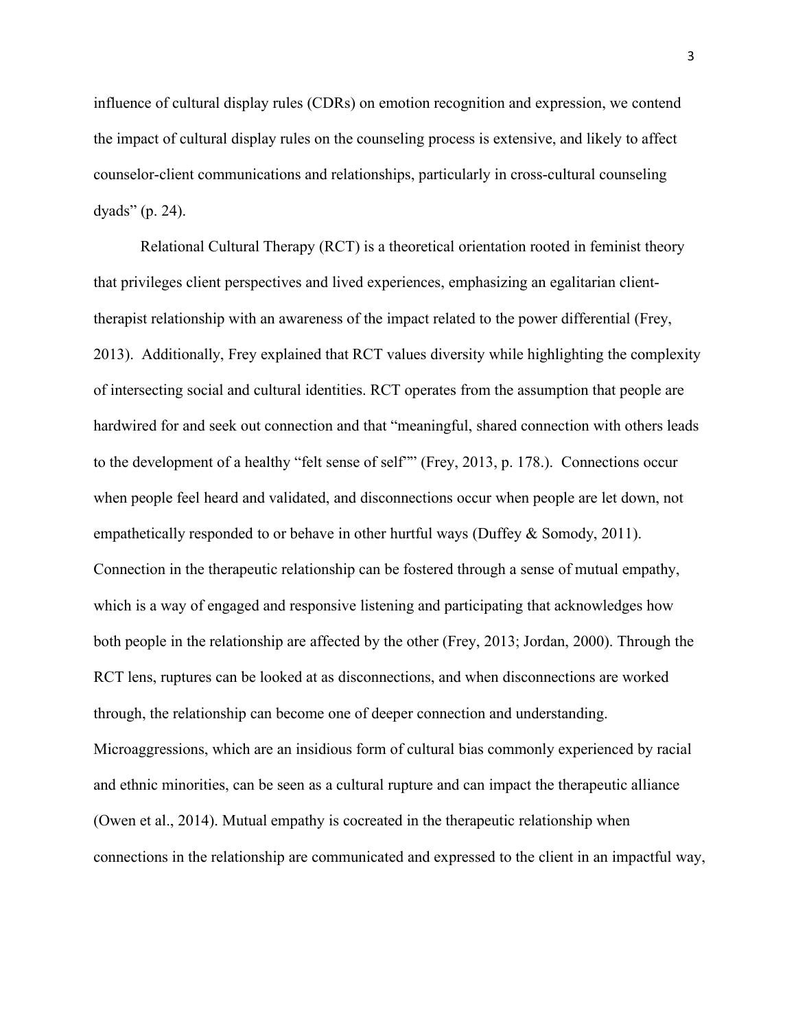influence of cultural display rules (CDRs) on emotion recognition and expression, we contend the impact of cultural display rules on the counseling process is extensive, and likely to affect counselor-client communications and relationships, particularly in cross-cultural counseling dyads" (p. 24).

Relational Cultural Therapy (RCT) is a theoretical orientation rooted in feminist theory that privileges client perspectives and lived experiences, emphasizing an egalitarian client-therapist relationship with an awareness of the impact related to the power differential (Frey, 2013). Additionally, Frey explained that RCT values diversity while highlighting the complexity of intersecting social and cultural identities. RCT operates from the assumption that people are hardwired for and seek out connection and that "meaningful, shared connection with others leads to the development of a healthy "felt sense of self"" (Frey, 2013, p. 178.). Connections occur when people feel heard and validated, and disconnections occur when people are let down, not empathetically responded to or behave in other hurtful ways (Duffey & Somody, 2011). Connection in the therapeutic relationship can be fostered through a sense of mutual empathy, which is a way of engaged and responsive listening and participating that acknowledges how both people in the relationship are affected by the other (Frey, 2013; Jordan, 2000). Through the RCT lens, ruptures can be looked at as disconnections, and when disconnections are worked through, the relationship can become one of deeper connection and understanding. Microaggressions, which are an insidious form of cultural bias commonly experienced by racial and ethnic minorities, can be seen as a cultural rupture and can impact the therapeutic alliance (Owen et al., 2014). Mutual empathy is cocreated in the therapeutic relationship when connections in the relationship are communicated and expressed to the client in an impactful way,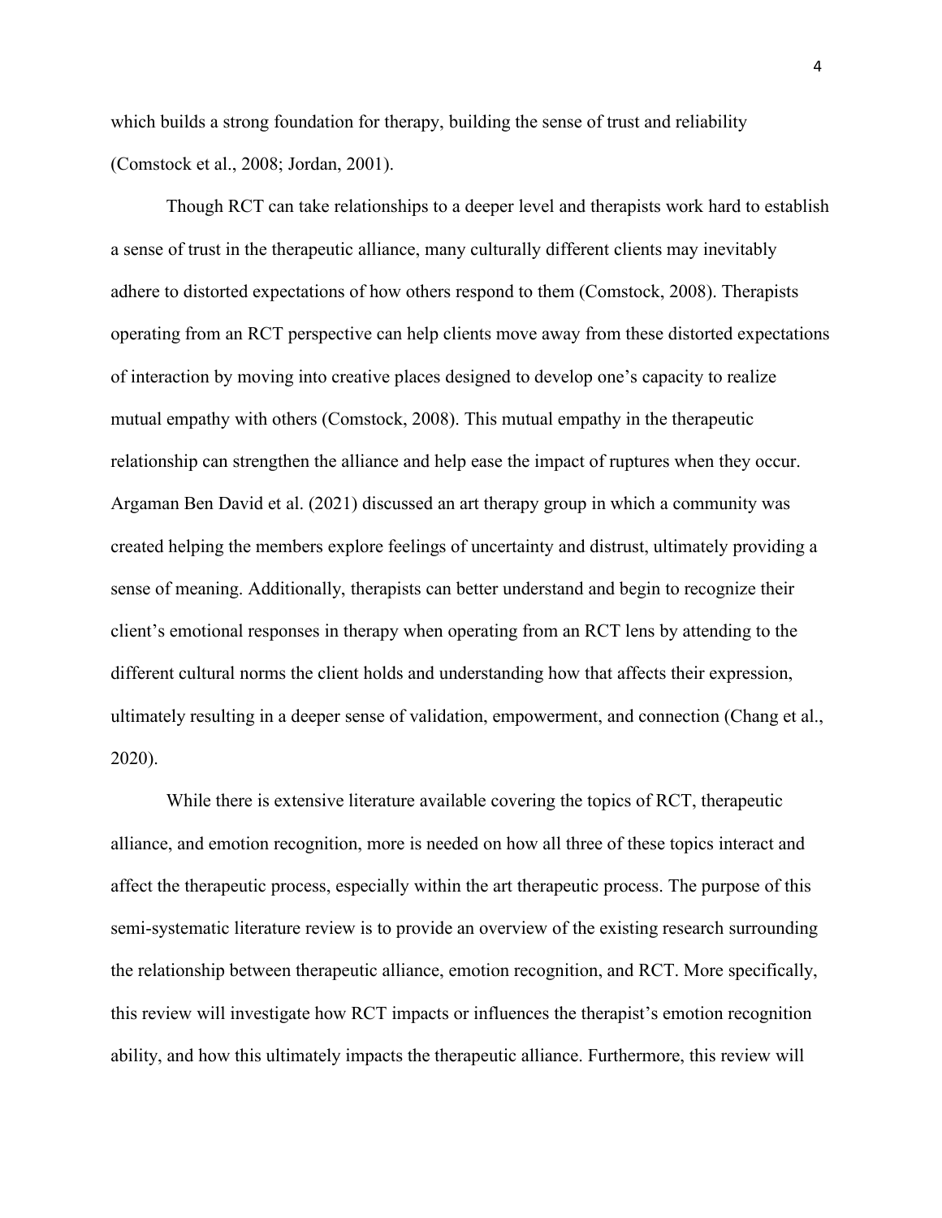which builds a strong foundation for therapy, building the sense of trust and reliability (Comstock et al., 2008; Jordan, 2001).

Though RCT can take relationships to a deeper level and therapists work hard to establish a sense of trust in the therapeutic alliance, many culturally different clients may inevitably adhere to distorted expectations of how others respond to them (Comstock, 2008). Therapists operating from an RCT perspective can help clients move away from these distorted expectations of interaction by moving into creative places designed to develop one's capacity to realize mutual empathy with others (Comstock, 2008). This mutual empathy in the therapeutic relationship can strengthen the alliance and help ease the impact of ruptures when they occur. Argaman Ben David et al. (2021) discussed an art therapy group in which a community was created helping the members explore feelings of uncertainty and distrust, ultimately providing a sense of meaning. Additionally, therapists can better understand and begin to recognize their client's emotional responses in therapy when operating from an RCT lens by attending to the different cultural norms the client holds and understanding how that affects their expression, ultimately resulting in a deeper sense of validation, empowerment, and connection (Chang et al., 2020).

While there is extensive literature available covering the topics of RCT, therapeutic alliance, and emotion recognition, more is needed on how all three of these topics interact and affect the therapeutic process, especially within the art therapeutic process. The purpose of this semi-systematic literature review is to provide an overview of the existing research surrounding the relationship between therapeutic alliance, emotion recognition, and RCT. More specifically, this review will investigate how RCT impacts or influences the therapist's emotion recognition ability, and how this ultimately impacts the therapeutic alliance. Furthermore, this review will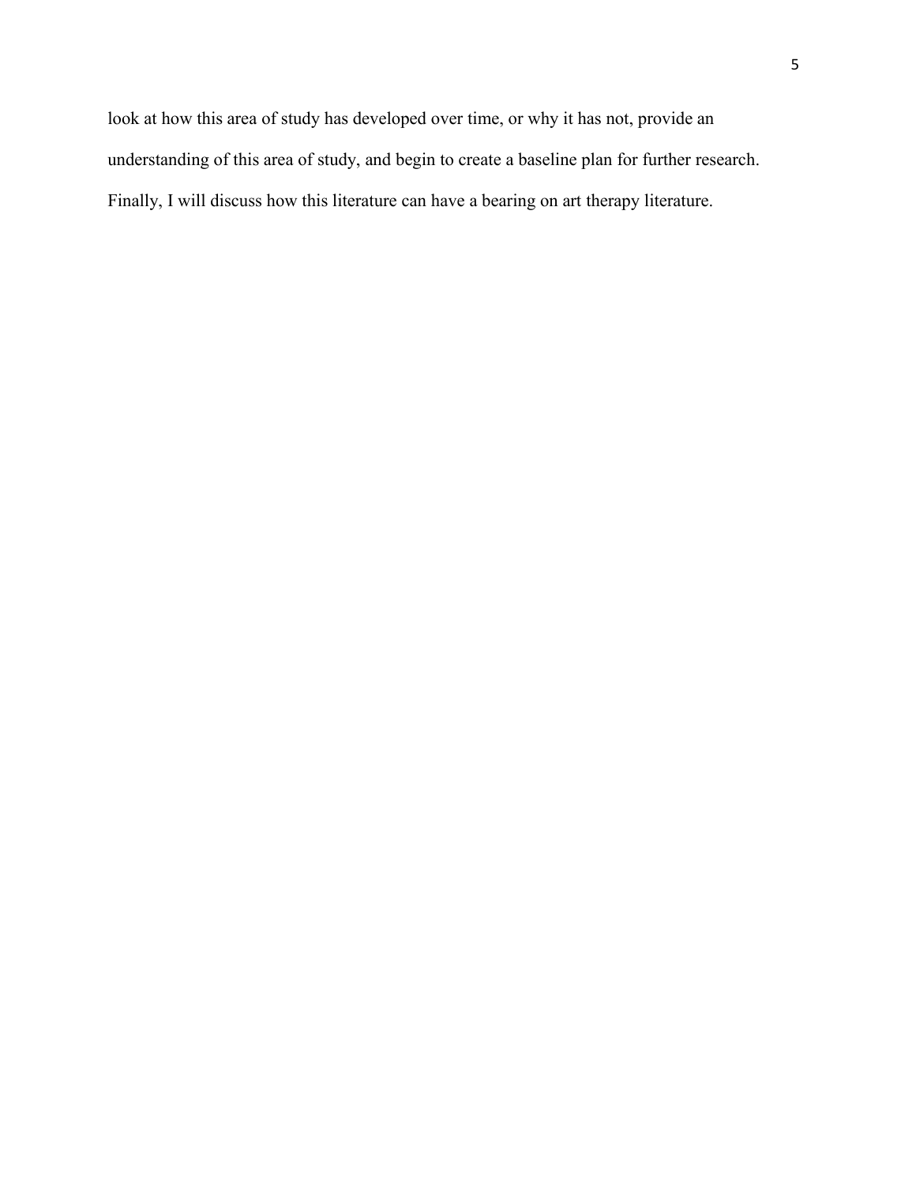look at how this area of study has developed over time, or why it has not, provide an understanding of this area of study, and begin to create a baseline plan for further research. Finally, I will discuss how this literature can have a bearing on art therapy literature.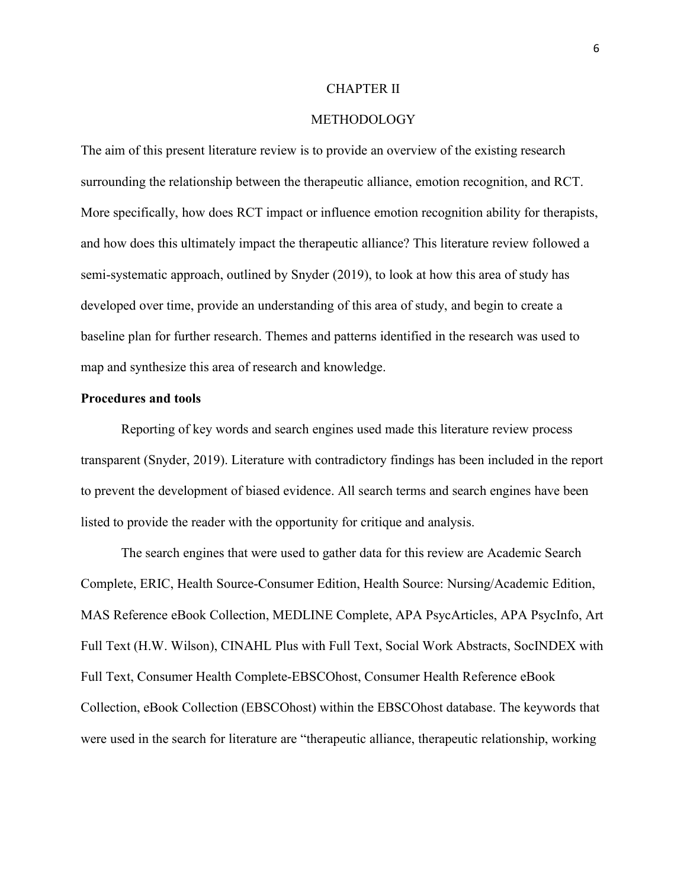# CHAPTER II

# METHODOLOGY

The aim of this present literature review is to provide an overview of the existing research surrounding the relationship between the therapeutic alliance, emotion recognition, and RCT. More specifically, how does RCT impact or influence emotion recognition ability for therapists, and how does this ultimately impact the therapeutic alliance? This literature review followed a semi-systematic approach, outlined by Snyder (2019), to look at how this area of study has developed over time, provide an understanding of this area of study, and begin to create a baseline plan for further research. Themes and patterns identified in the research was used to map and synthesize this area of research and knowledge.

**Procedures and tools**

Reporting of key words and search engines used made this literature review process transparent (Snyder, 2019). Literature with contradictory findings has been included in the report to prevent the development of biased evidence. All search terms and search engines have been listed to provide the reader with the opportunity for critique and analysis.

The search engines that were used to gather data for this review are Academic Search Complete, ERIC, Health Source-Consumer Edition, Health Source: Nursing/Academic Edition, MAS Reference eBook Collection, MEDLINE Complete, APA PsycArticles, APA PsycInfo, Art Full Text (H.W. Wilson), CINAHL Plus with Full Text, Social Work Abstracts, SocINDEX with Full Text, Consumer Health Complete-EBSCOhost, Consumer Health Reference eBook Collection, eBook Collection (EBSCOhost) within the EBSCOhost database. The keywords that were used in the search for literature are "therapeutic alliance, therapeutic relationship, working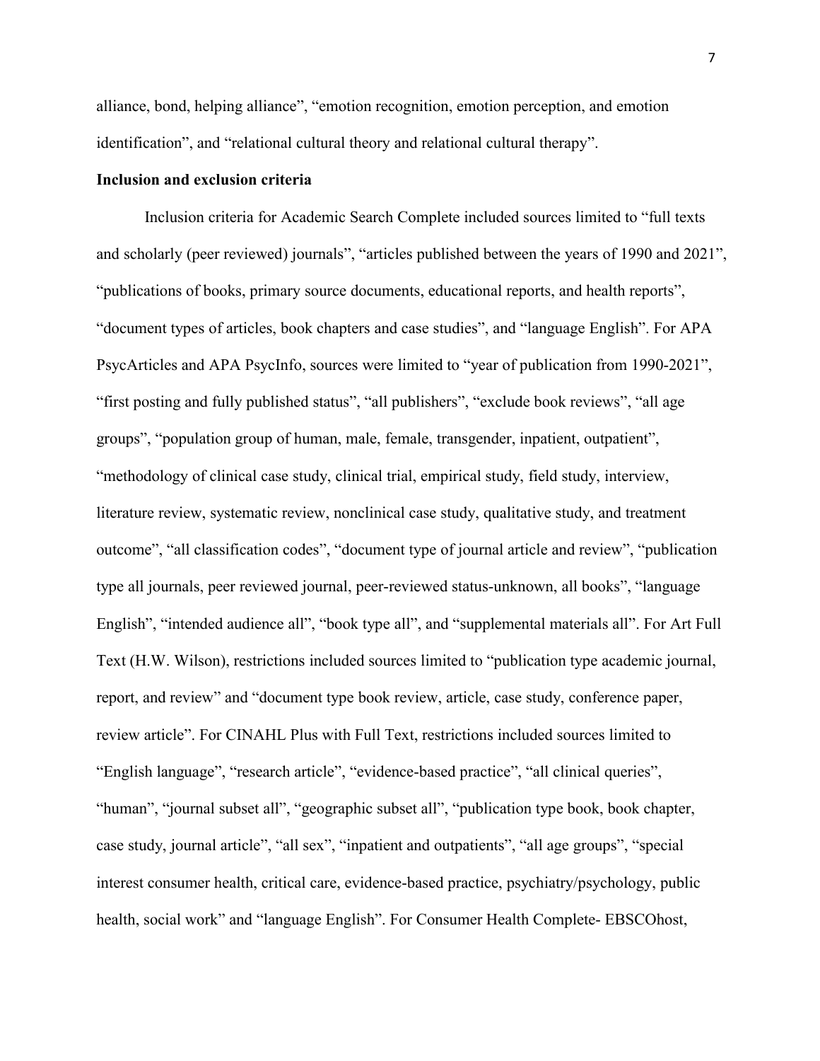alliance, bond, helping alliance", "emotion recognition, emotion perception, and emotion identification", and "relational cultural theory and relational cultural therapy".

**Inclusion and exclusion criteria**

Inclusion criteria for Academic Search Complete included sources limited to "full texts and scholarly (peer reviewed) journals", "articles published between the years of 1990 and 2021", "publications of books, primary source documents, educational reports, and health reports", "document types of articles, book chapters and case studies", and "language English". For APA PsycArticles and APA PsycInfo, sources were limited to "year of publication from 1990-2021", "first posting and fully published status", "all publishers", "exclude book reviews", "all age groups", "population group of human, male, female, transgender, inpatient, outpatient", "methodology of clinical case study, clinical trial, empirical study, field study, interview, literature review, systematic review, nonclinical case study, qualitative study, and treatment outcome", "all classification codes", "document type of journal article and review", "publication type all journals, peer reviewed journal, peer-reviewed status-unknown, all books", "language English", "intended audience all", "book type all", and "supplemental materials all". For Art Full Text (H.W. Wilson), restrictions included sources limited to "publication type academic journal, report, and review" and "document type book review, article, case study, conference paper, review article". For CINAHL Plus with Full Text, restrictions included sources limited to "English language", "research article", "evidence-based practice", "all clinical queries", "human", "journal subset all", "geographic subset all", "publication type book, book chapter, case study, journal article", "all sex", "inpatient and outpatients", "all age groups", "special interest consumer health, critical care, evidence-based practice, psychiatry/psychology, public health, social work" and "language English". For Consumer Health Complete- EBSCOhost,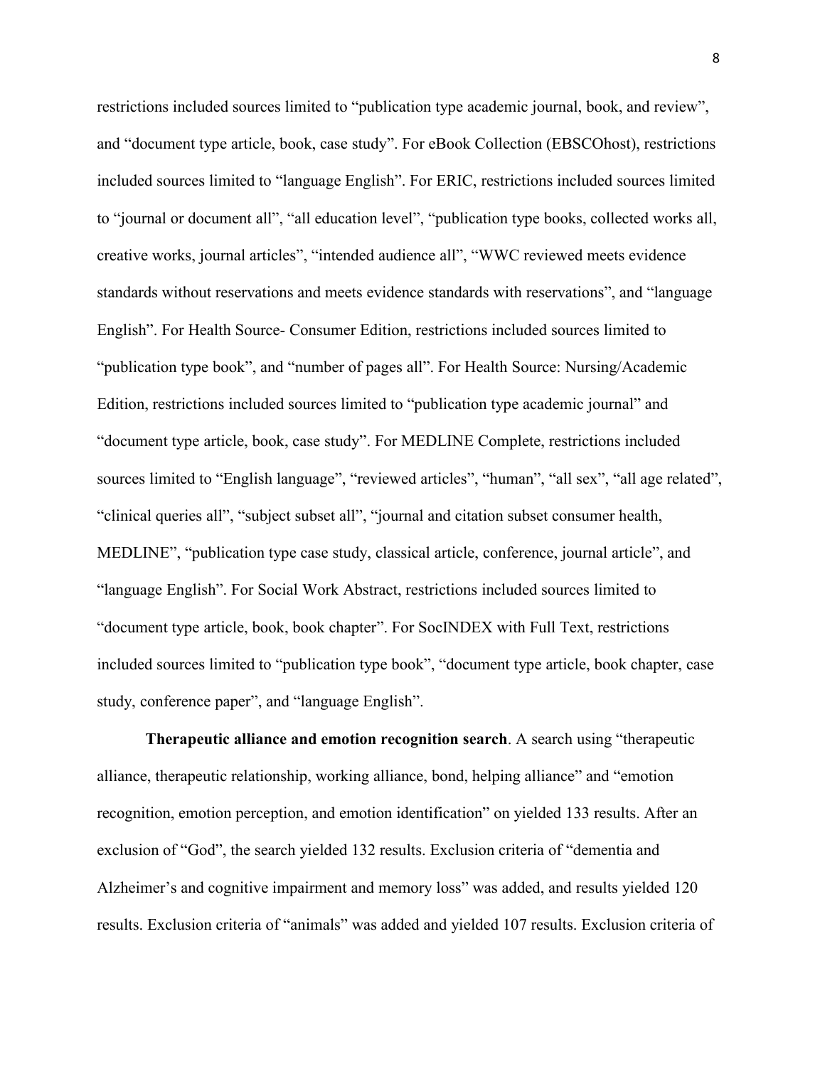restrictions included sources limited to “publication type academic journal, book, and review”, and “document type article, book, case study”. For eBook Collection (EBSCOhost), restrictions included sources limited to “language English”. For ERIC, restrictions included sources limited to “journal or document all”, “all education level”, “publication type books, collected works all, creative works, journal articles”, “intended audience all”, “WWC reviewed meets evidence standards without reservations and meets evidence standards with reservations”, and “language English”. For Health Source- Consumer Edition, restrictions included sources limited to “publication type book”, and “number of pages all”. For Health Source: Nursing/Academic Edition, restrictions included sources limited to “publication type academic journal” and “document type article, book, case study”. For MEDLINE Complete, restrictions included sources limited to “English language”, “reviewed articles”, “human”, “all sex”, “all age related”, “clinical queries all”, “subject subset all”, “journal and citation subset consumer health, MEDLINE”, “publication type case study, classical article, conference, journal article”, and “language English”. For Social Work Abstract, restrictions included sources limited to “document type article, book, book chapter”. For SocINDEX with Full Text, restrictions included sources limited to “publication type book”, “document type article, book chapter, case study, conference paper”, and “language English”.

**Therapeutic alliance and emotion recognition search**. A search using “therapeutic alliance, therapeutic relationship, working alliance, bond, helping alliance” and “emotion recognition, emotion perception, and emotion identification” on yielded 133 results. After an exclusion of “God”, the search yielded 132 results. Exclusion criteria of “dementia and Alzheimer’s and cognitive impairment and memory loss” was added, and results yielded 120 results. Exclusion criteria of “animals” was added and yielded 107 results. Exclusion criteria of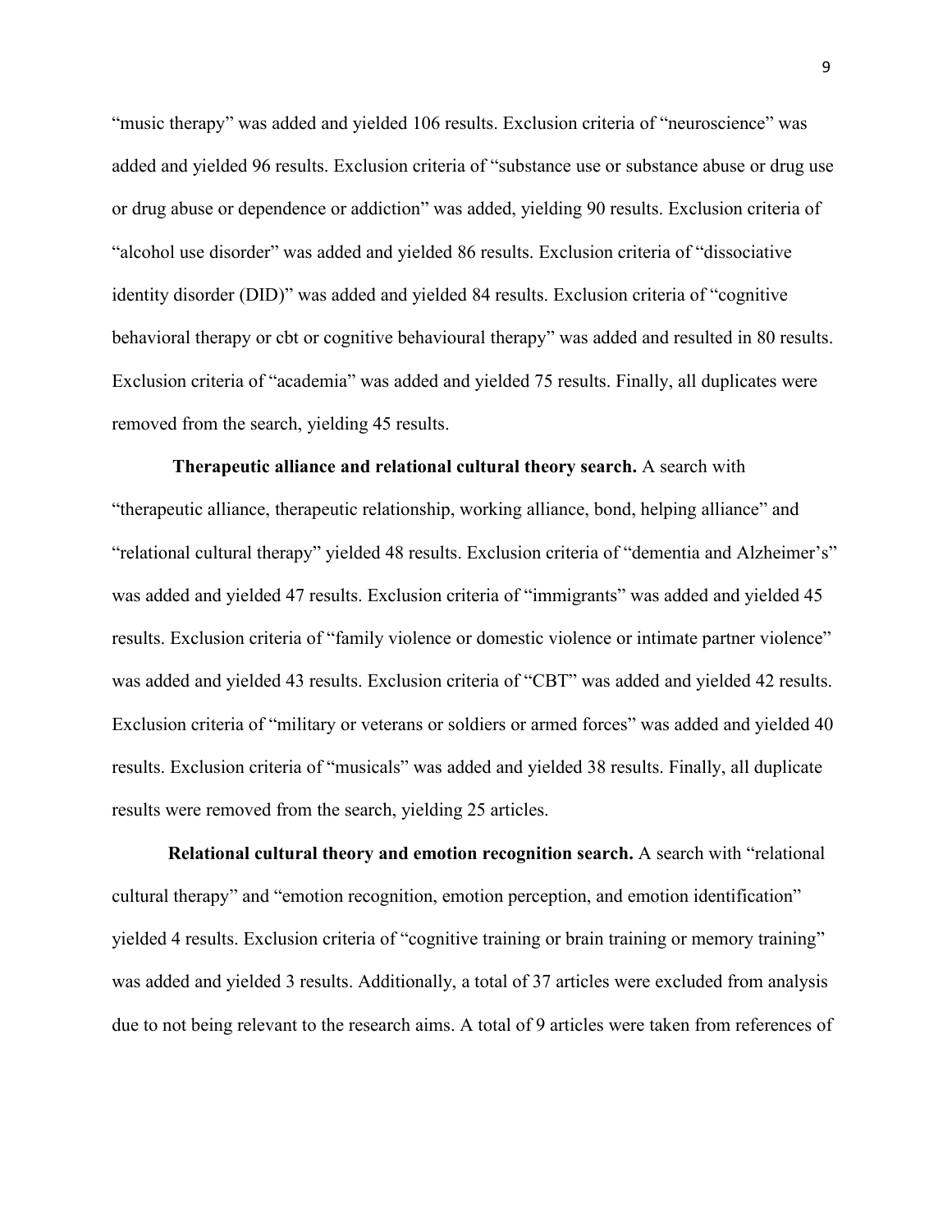“music therapy” was added and yielded 106 results. Exclusion criteria of “neuroscience” was added and yielded 96 results. Exclusion criteria of “substance use or substance abuse or drug use or drug abuse or dependence or addiction” was added, yielding 90 results. Exclusion criteria of “alcohol use disorder” was added and yielded 86 results. Exclusion criteria of “dissociative identity disorder (DID)” was added and yielded 84 results. Exclusion criteria of “cognitive behavioral therapy or cbt or cognitive behavioural therapy” was added and resulted in 80 results. Exclusion criteria of “academia” was added and yielded 75 results. Finally, all duplicates were removed from the search, yielding 45 results.

**Therapeutic alliance and relational cultural theory search.** A search with “therapeutic alliance, therapeutic relationship, working alliance, bond, helping alliance” and “relational cultural therapy” yielded 48 results. Exclusion criteria of “dementia and Alzheimer’s” was added and yielded 47 results. Exclusion criteria of “immigrants” was added and yielded 45 results. Exclusion criteria of “family violence or domestic violence or intimate partner violence” was added and yielded 43 results. Exclusion criteria of “CBT” was added and yielded 42 results. Exclusion criteria of “military or veterans or soldiers or armed forces” was added and yielded 40 results. Exclusion criteria of “musicals” was added and yielded 38 results. Finally, all duplicate results were removed from the search, yielding 25 articles.

**Relational cultural theory and emotion recognition search.** A search with “relational cultural therapy” and “emotion recognition, emotion perception, and emotion identification” yielded 4 results. Exclusion criteria of “cognitive training or brain training or memory training” was added and yielded 3 results. Additionally, a total of 37 articles were excluded from analysis due to not being relevant to the research aims. A total of 9 articles were taken from references of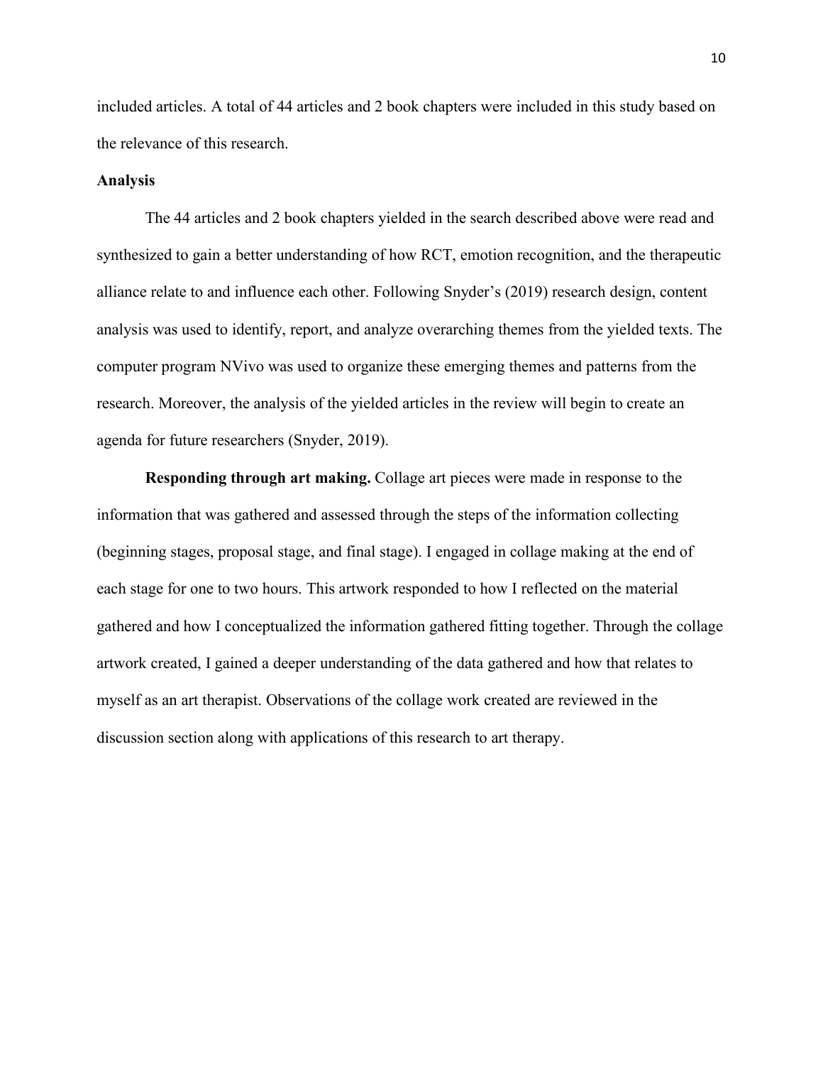included articles. A total of 44 articles and 2 book chapters were included in this study based on the relevance of this research.

## Analysis

The 44 articles and 2 book chapters yielded in the search described above were read and synthesized to gain a better understanding of how RCT, emotion recognition, and the therapeutic alliance relate to and influence each other. Following Snyder's (2019) research design, content analysis was used to identify, report, and analyze overarching themes from the yielded texts. The computer program NVivo was used to organize these emerging themes and patterns from the research. Moreover, the analysis of the yielded articles in the review will begin to create an agenda for future researchers (Snyder, 2019).

**Responding through art making.** Collage art pieces were made in response to the information that was gathered and assessed through the steps of the information collecting (beginning stages, proposal stage, and final stage). I engaged in collage making at the end of each stage for one to two hours. This artwork responded to how I reflected on the material gathered and how I conceptualized the information gathered fitting together. Through the collage artwork created, I gained a deeper understanding of the data gathered and how that relates to myself as an art therapist. Observations of the collage work created are reviewed in the discussion section along with applications of this research to art therapy.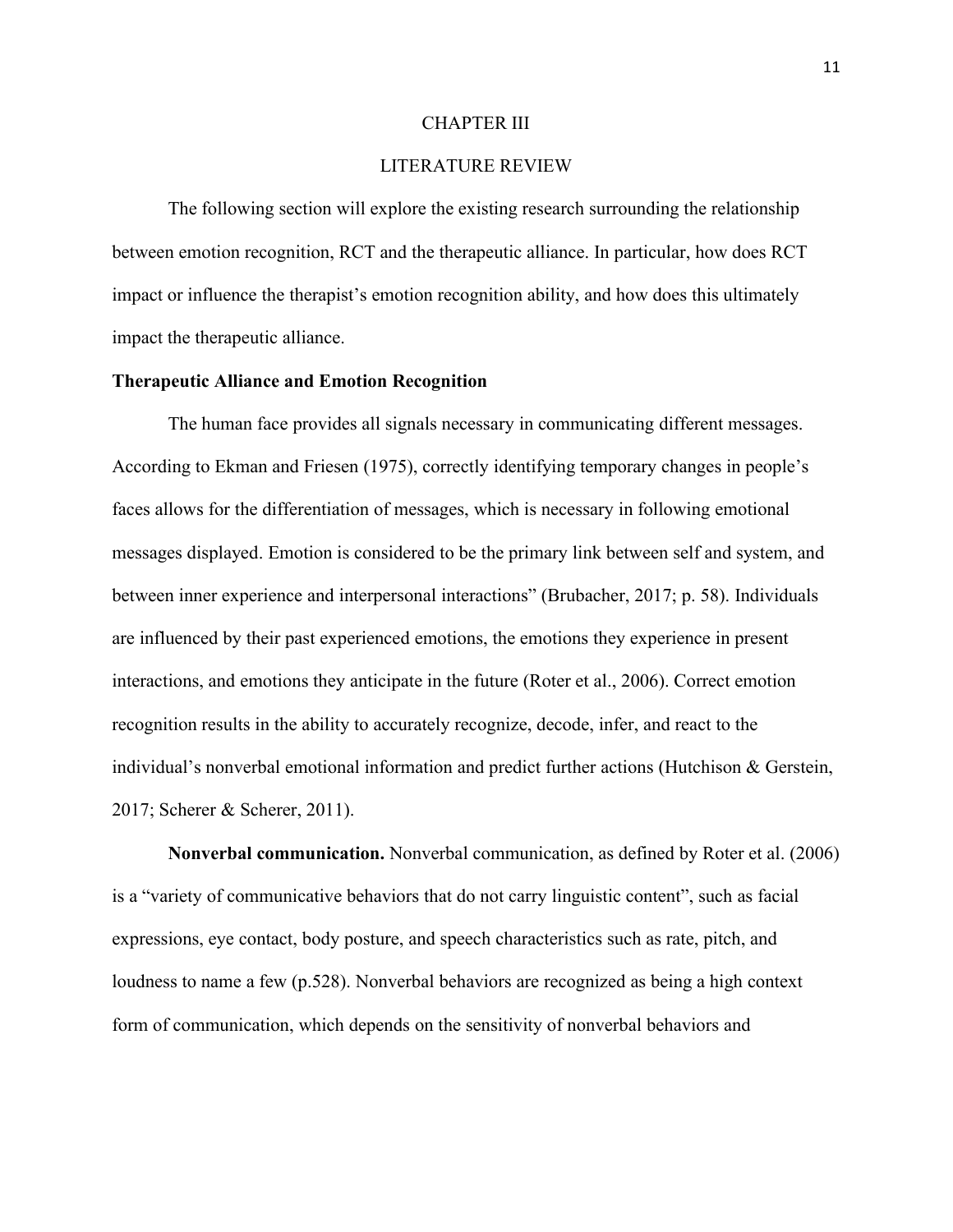# CHAPTER III

# LITERATURE REVIEW

The following section will explore the existing research surrounding the relationship between emotion recognition, RCT and the therapeutic alliance. In particular, how does RCT impact or influence the therapist's emotion recognition ability, and how does this ultimately impact the therapeutic alliance.

## Therapeutic Alliance and Emotion Recognition

The human face provides all signals necessary in communicating different messages. According to Ekman and Friesen (1975), correctly identifying temporary changes in people's faces allows for the differentiation of messages, which is necessary in following emotional messages displayed. Emotion is considered to be the primary link between self and system, and between inner experience and interpersonal interactions" (Brubacher, 2017; p. 58). Individuals are influenced by their past experienced emotions, the emotions they experience in present interactions, and emotions they anticipate in the future (Roter et al., 2006). Correct emotion recognition results in the ability to accurately recognize, decode, infer, and react to the individual's nonverbal emotional information and predict further actions (Hutchison & Gerstein, 2017; Scherer & Scherer, 2011).

**Nonverbal communication.** Nonverbal communication, as defined by Roter et al. (2006) is a "variety of communicative behaviors that do not carry linguistic content", such as facial expressions, eye contact, body posture, and speech characteristics such as rate, pitch, and loudness to name a few (p.528). Nonverbal behaviors are recognized as being a high context form of communication, which depends on the sensitivity of nonverbal behaviors and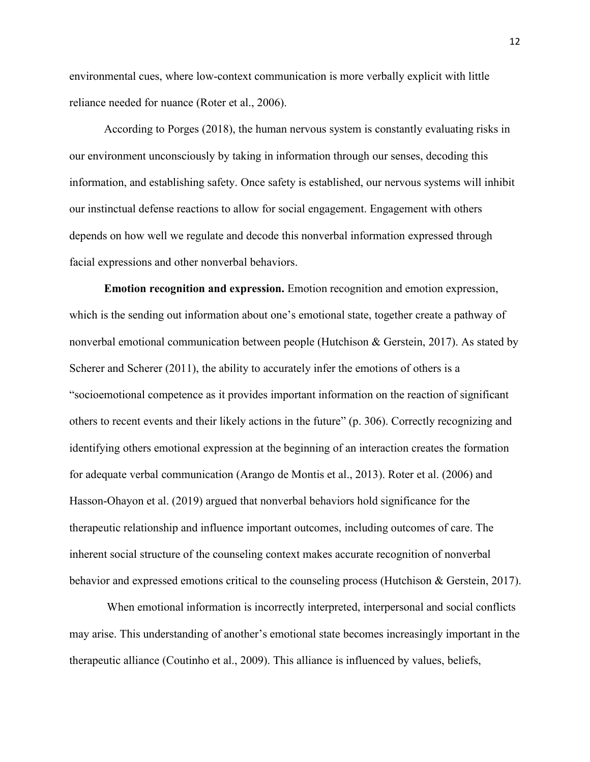environmental cues, where low-context communication is more verbally explicit with little reliance needed for nuance (Roter et al., 2006).

According to Porges (2018), the human nervous system is constantly evaluating risks in our environment unconsciously by taking in information through our senses, decoding this information, and establishing safety. Once safety is established, our nervous systems will inhibit our instinctual defense reactions to allow for social engagement. Engagement with others depends on how well we regulate and decode this nonverbal information expressed through facial expressions and other nonverbal behaviors.

**Emotion recognition and expression.** Emotion recognition and emotion expression, which is the sending out information about one's emotional state, together create a pathway of nonverbal emotional communication between people (Hutchison & Gerstein, 2017). As stated by Scherer and Scherer (2011), the ability to accurately infer the emotions of others is a "socioemotional competence as it provides important information on the reaction of significant others to recent events and their likely actions in the future" (p. 306). Correctly recognizing and identifying others emotional expression at the beginning of an interaction creates the formation for adequate verbal communication (Arango de Montis et al., 2013). Roter et al. (2006) and Hasson-Ohayon et al. (2019) argued that nonverbal behaviors hold significance for the therapeutic relationship and influence important outcomes, including outcomes of care. The inherent social structure of the counseling context makes accurate recognition of nonverbal behavior and expressed emotions critical to the counseling process (Hutchison & Gerstein, 2017).

When emotional information is incorrectly interpreted, interpersonal and social conflicts may arise. This understanding of another's emotional state becomes increasingly important in the therapeutic alliance (Coutinho et al., 2009). This alliance is influenced by values, beliefs,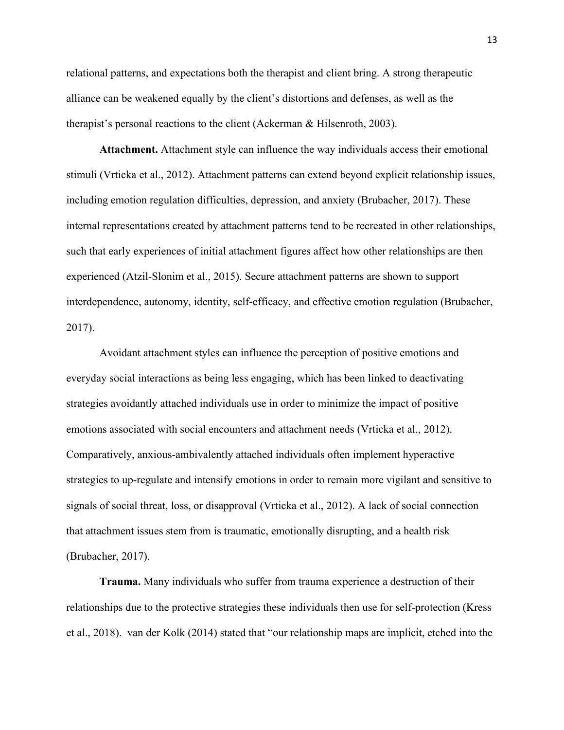relational patterns, and expectations both the therapist and client bring. A strong therapeutic alliance can be weakened equally by the client's distortions and defenses, as well as the therapist's personal reactions to the client (Ackerman & Hilsenroth, 2003).

**Attachment.** Attachment style can influence the way individuals access their emotional stimuli (Vrticka et al., 2012). Attachment patterns can extend beyond explicit relationship issues, including emotion regulation difficulties, depression, and anxiety (Brubacher, 2017). These internal representations created by attachment patterns tend to be recreated in other relationships, such that early experiences of initial attachment figures affect how other relationships are then experienced (Atzil-Slonim et al., 2015). Secure attachment patterns are shown to support interdependence, autonomy, identity, self-efficacy, and effective emotion regulation (Brubacher, 2017).

Avoidant attachment styles can influence the perception of positive emotions and everyday social interactions as being less engaging, which has been linked to deactivating strategies avoidantly attached individuals use in order to minimize the impact of positive emotions associated with social encounters and attachment needs (Vrticka et al., 2012). Comparatively, anxious-ambivalently attached individuals often implement hyperactive strategies to up-regulate and intensify emotions in order to remain more vigilant and sensitive to signals of social threat, loss, or disapproval (Vrticka et al., 2012). A lack of social connection that attachment issues stem from is traumatic, emotionally disrupting, and a health risk (Brubacher, 2017).

**Trauma.** Many individuals who suffer from trauma experience a destruction of their relationships due to the protective strategies these individuals then use for self-protection (Kress et al., 2018). van der Kolk (2014) stated that "our relationship maps are implicit, etched into the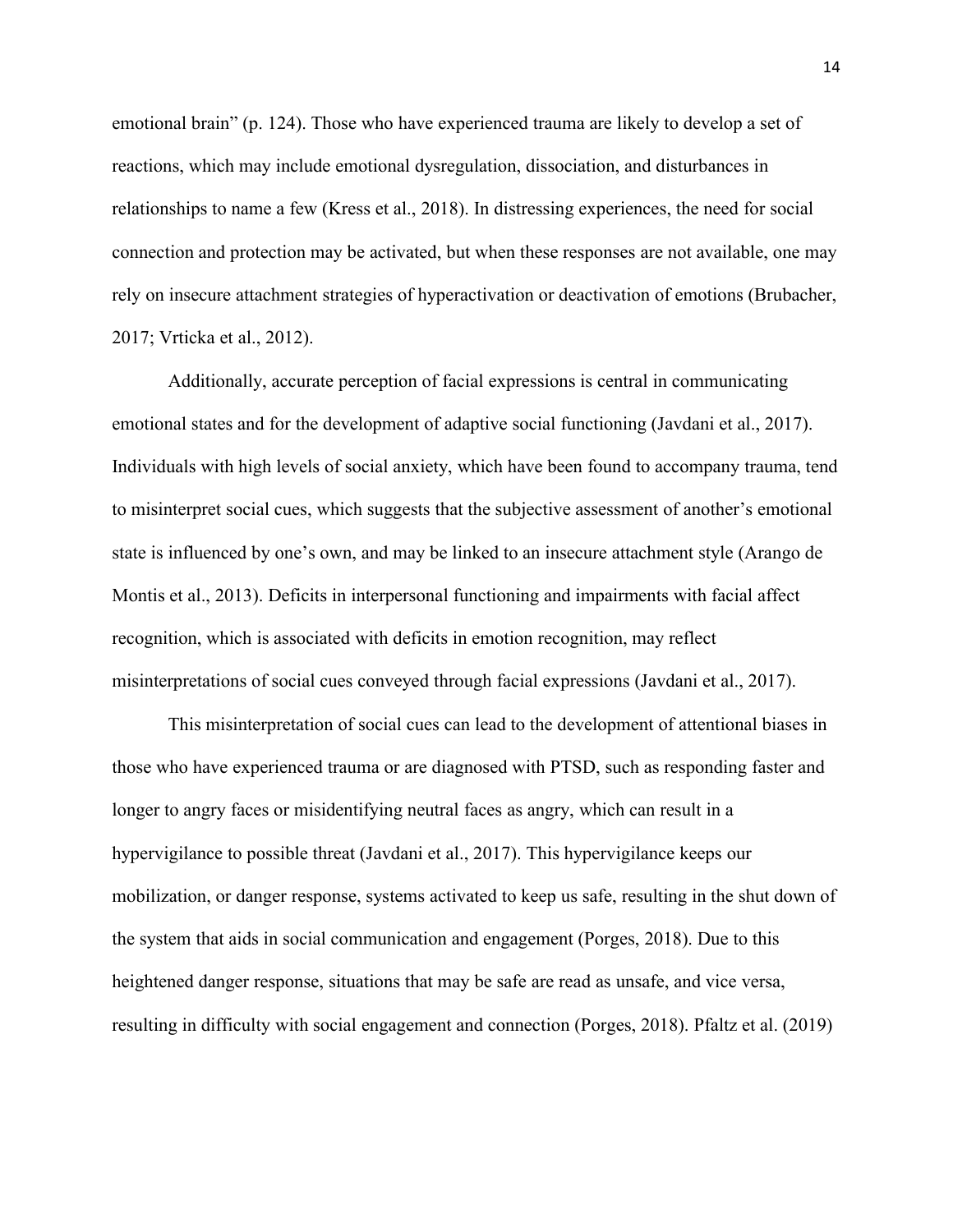emotional brain" (p. 124). Those who have experienced trauma are likely to develop a set of reactions, which may include emotional dysregulation, dissociation, and disturbances in relationships to name a few (Kress et al., 2018). In distressing experiences, the need for social connection and protection may be activated, but when these responses are not available, one may rely on insecure attachment strategies of hyperactivation or deactivation of emotions (Brubacher, 2017; Vrticka et al., 2012).

Additionally, accurate perception of facial expressions is central in communicating emotional states and for the development of adaptive social functioning (Javdani et al., 2017). Individuals with high levels of social anxiety, which have been found to accompany trauma, tend to misinterpret social cues, which suggests that the subjective assessment of another's emotional state is influenced by one's own, and may be linked to an insecure attachment style (Arango de Montis et al., 2013). Deficits in interpersonal functioning and impairments with facial affect recognition, which is associated with deficits in emotion recognition, may reflect misinterpretations of social cues conveyed through facial expressions (Javdani et al., 2017).

This misinterpretation of social cues can lead to the development of attentional biases in those who have experienced trauma or are diagnosed with PTSD, such as responding faster and longer to angry faces or misidentifying neutral faces as angry, which can result in a hypervigilance to possible threat (Javdani et al., 2017). This hypervigilance keeps our mobilization, or danger response, systems activated to keep us safe, resulting in the shut down of the system that aids in social communication and engagement (Porges, 2018). Due to this heightened danger response, situations that may be safe are read as unsafe, and vice versa, resulting in difficulty with social engagement and connection (Porges, 2018). Pfaltz et al. (2019)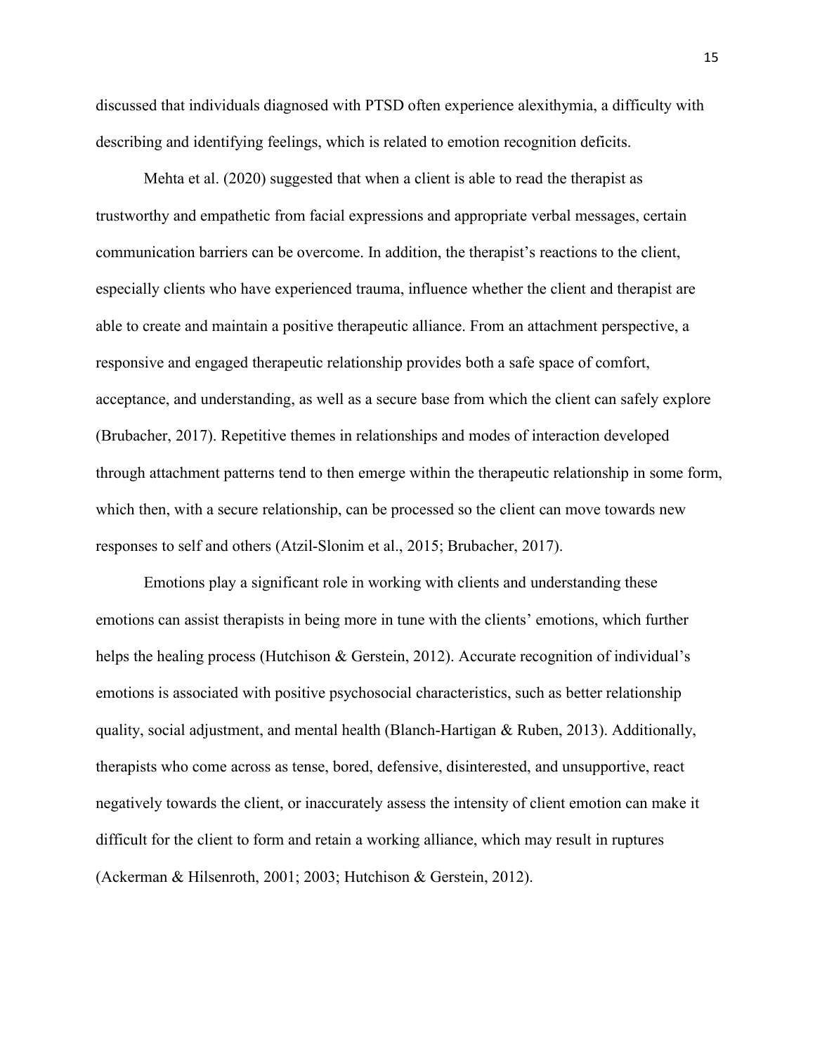discussed that individuals diagnosed with PTSD often experience alexithymia, a difficulty with describing and identifying feelings, which is related to emotion recognition deficits.

Mehta et al. (2020) suggested that when a client is able to read the therapist as trustworthy and empathetic from facial expressions and appropriate verbal messages, certain communication barriers can be overcome. In addition, the therapist's reactions to the client, especially clients who have experienced trauma, influence whether the client and therapist are able to create and maintain a positive therapeutic alliance. From an attachment perspective, a responsive and engaged therapeutic relationship provides both a safe space of comfort, acceptance, and understanding, as well as a secure base from which the client can safely explore (Brubacher, 2017). Repetitive themes in relationships and modes of interaction developed through attachment patterns tend to then emerge within the therapeutic relationship in some form, which then, with a secure relationship, can be processed so the client can move towards new responses to self and others (Atzil-Slonim et al., 2015; Brubacher, 2017).

Emotions play a significant role in working with clients and understanding these emotions can assist therapists in being more in tune with the clients' emotions, which further helps the healing process (Hutchison & Gerstein, 2012). Accurate recognition of individual's emotions is associated with positive psychosocial characteristics, such as better relationship quality, social adjustment, and mental health (Blanch-Hartigan & Ruben, 2013). Additionally, therapists who come across as tense, bored, defensive, disinterested, and unsupportive, react negatively towards the client, or inaccurately assess the intensity of client emotion can make it difficult for the client to form and retain a working alliance, which may result in ruptures (Ackerman & Hilsenroth, 2001; 2003; Hutchison & Gerstein, 2012).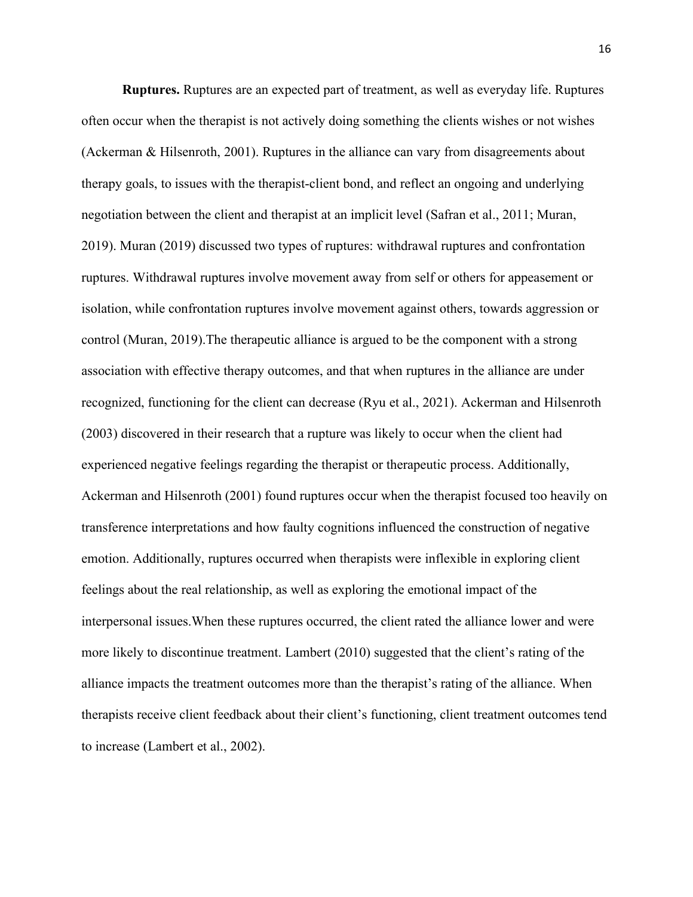**Ruptures.** Ruptures are an expected part of treatment, as well as everyday life. Ruptures often occur when the therapist is not actively doing something the clients wishes or not wishes (Ackerman & Hilsenroth, 2001). Ruptures in the alliance can vary from disagreements about therapy goals, to issues with the therapist-client bond, and reflect an ongoing and underlying negotiation between the client and therapist at an implicit level (Safran et al., 2011; Muran, 2019). Muran (2019) discussed two types of ruptures: withdrawal ruptures and confrontation ruptures. Withdrawal ruptures involve movement away from self or others for appeasement or isolation, while confrontation ruptures involve movement against others, towards aggression or control (Muran, 2019).The therapeutic alliance is argued to be the component with a strong association with effective therapy outcomes, and that when ruptures in the alliance are under recognized, functioning for the client can decrease (Ryu et al., 2021). Ackerman and Hilsenroth (2003) discovered in their research that a rupture was likely to occur when the client had experienced negative feelings regarding the therapist or therapeutic process. Additionally, Ackerman and Hilsenroth (2001) found ruptures occur when the therapist focused too heavily on transference interpretations and how faulty cognitions influenced the construction of negative emotion. Additionally, ruptures occurred when therapists were inflexible in exploring client feelings about the real relationship, as well as exploring the emotional impact of the interpersonal issues.When these ruptures occurred, the client rated the alliance lower and were more likely to discontinue treatment. Lambert (2010) suggested that the client's rating of the alliance impacts the treatment outcomes more than the therapist's rating of the alliance. When therapists receive client feedback about their client's functioning, client treatment outcomes tend to increase (Lambert et al., 2002).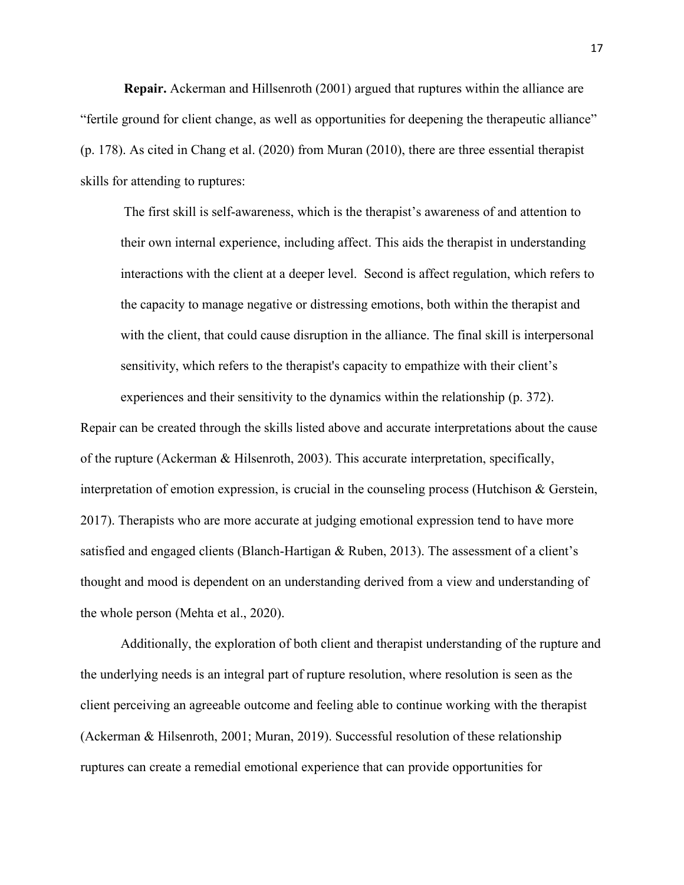**Repair.** Ackerman and Hillsenroth (2001) argued that ruptures within the alliance are "fertile ground for client change, as well as opportunities for deepening the therapeutic alliance" (p. 178). As cited in Chang et al. (2020) from Muran (2010), there are three essential therapist skills for attending to ruptures:

> The first skill is self-awareness, which is the therapist's awareness of and attention to their own internal experience, including affect. This aids the therapist in understanding interactions with the client at a deeper level. Second is affect regulation, which refers to the capacity to manage negative or distressing emotions, both within the therapist and with the client, that could cause disruption in the alliance. The final skill is interpersonal sensitivity, which refers to the therapist's capacity to empathize with their client's experiences and their sensitivity to the dynamics within the relationship (p. 372).

Repair can be created through the skills listed above and accurate interpretations about the cause of the rupture (Ackerman & Hilsenroth, 2003). This accurate interpretation, specifically, interpretation of emotion expression, is crucial in the counseling process (Hutchison & Gerstein, 2017). Therapists who are more accurate at judging emotional expression tend to have more satisfied and engaged clients (Blanch-Hartigan & Ruben, 2013). The assessment of a client's thought and mood is dependent on an understanding derived from a view and understanding of the whole person (Mehta et al., 2020).

Additionally, the exploration of both client and therapist understanding of the rupture and the underlying needs is an integral part of rupture resolution, where resolution is seen as the client perceiving an agreeable outcome and feeling able to continue working with the therapist (Ackerman & Hilsenroth, 2001; Muran, 2019). Successful resolution of these relationship ruptures can create a remedial emotional experience that can provide opportunities for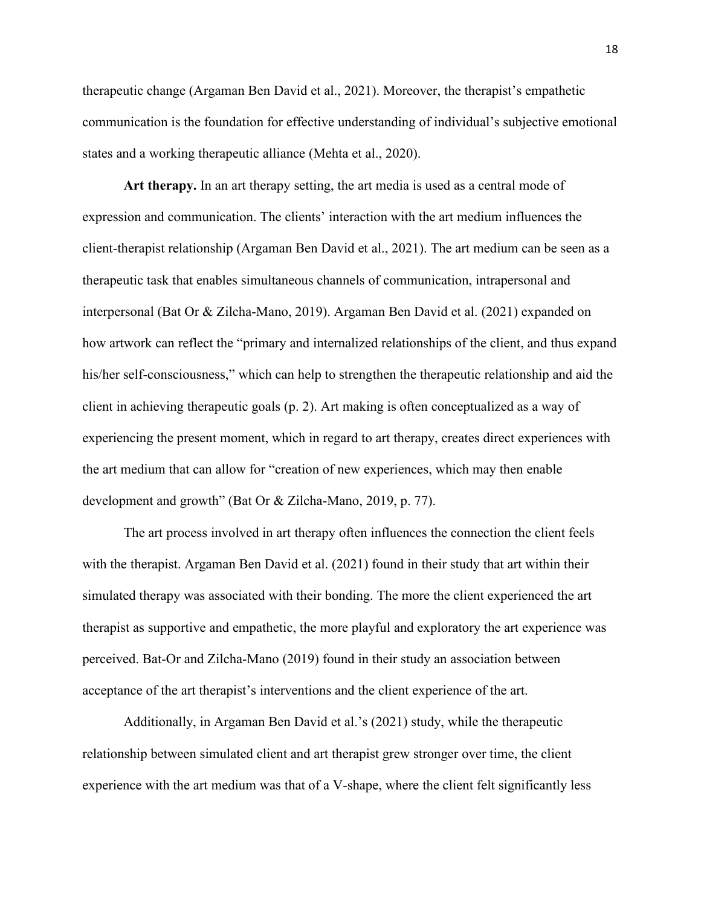therapeutic change (Argaman Ben David et al., 2021). Moreover, the therapist's empathetic communication is the foundation for effective understanding of individual's subjective emotional states and a working therapeutic alliance (Mehta et al., 2020).

**Art therapy.** In an art therapy setting, the art media is used as a central mode of expression and communication. The clients' interaction with the art medium influences the client-therapist relationship (Argaman Ben David et al., 2021). The art medium can be seen as a therapeutic task that enables simultaneous channels of communication, intrapersonal and interpersonal (Bat Or & Zilcha-Mano, 2019). Argaman Ben David et al. (2021) expanded on how artwork can reflect the "primary and internalized relationships of the client, and thus expand his/her self-consciousness," which can help to strengthen the therapeutic relationship and aid the client in achieving therapeutic goals (p. 2). Art making is often conceptualized as a way of experiencing the present moment, which in regard to art therapy, creates direct experiences with the art medium that can allow for "creation of new experiences, which may then enable development and growth" (Bat Or & Zilcha-Mano, 2019, p. 77).

The art process involved in art therapy often influences the connection the client feels with the therapist. Argaman Ben David et al. (2021) found in their study that art within their simulated therapy was associated with their bonding. The more the client experienced the art therapist as supportive and empathetic, the more playful and exploratory the art experience was perceived. Bat-Or and Zilcha-Mano (2019) found in their study an association between acceptance of the art therapist's interventions and the client experience of the art.

Additionally, in Argaman Ben David et al.'s (2021) study, while the therapeutic relationship between simulated client and art therapist grew stronger over time, the client experience with the art medium was that of a V-shape, where the client felt significantly less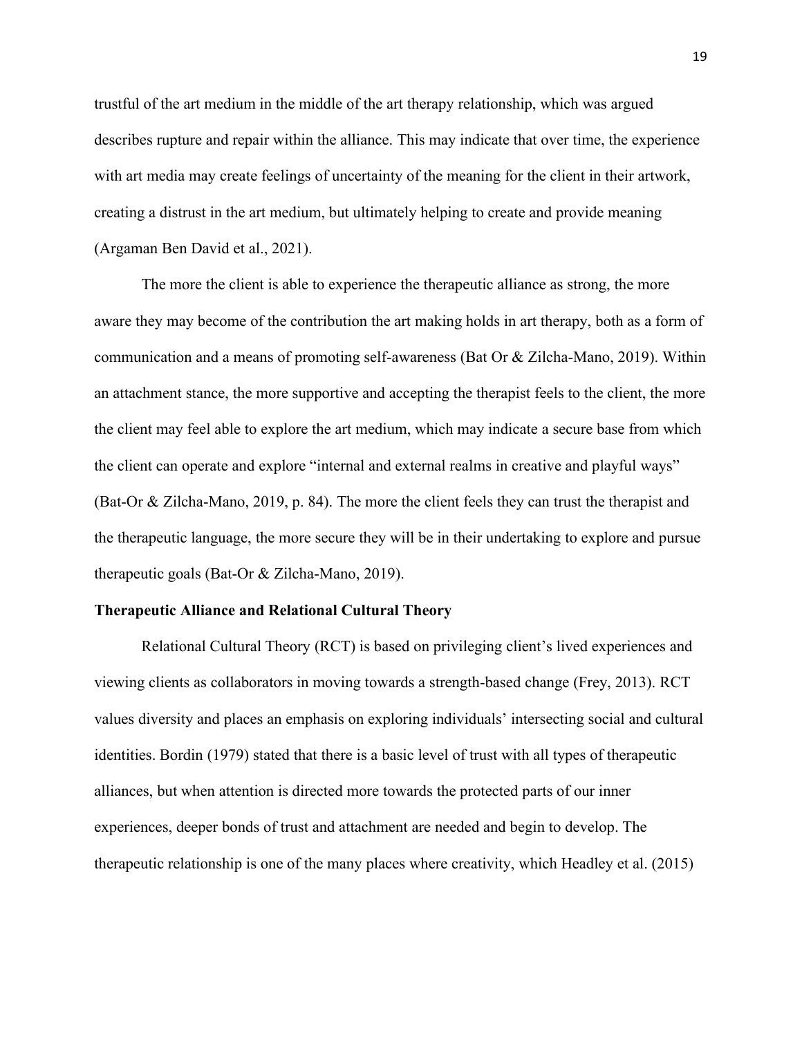trustful of the art medium in the middle of the art therapy relationship, which was argued describes rupture and repair within the alliance. This may indicate that over time, the experience with art media may create feelings of uncertainty of the meaning for the client in their artwork, creating a distrust in the art medium, but ultimately helping to create and provide meaning (Argaman Ben David et al., 2021).

The more the client is able to experience the therapeutic alliance as strong, the more aware they may become of the contribution the art making holds in art therapy, both as a form of communication and a means of promoting self-awareness (Bat Or & Zilcha-Mano, 2019). Within an attachment stance, the more supportive and accepting the therapist feels to the client, the more the client may feel able to explore the art medium, which may indicate a secure base from which the client can operate and explore "internal and external realms in creative and playful ways" (Bat-Or & Zilcha-Mano, 2019, p. 84). The more the client feels they can trust the therapist and the therapeutic language, the more secure they will be in their undertaking to explore and pursue therapeutic goals (Bat-Or & Zilcha-Mano, 2019).

**Therapeutic Alliance and Relational Cultural Theory**

Relational Cultural Theory (RCT) is based on privileging client's lived experiences and viewing clients as collaborators in moving towards a strength-based change (Frey, 2013). RCT values diversity and places an emphasis on exploring individuals' intersecting social and cultural identities. Bordin (1979) stated that there is a basic level of trust with all types of therapeutic alliances, but when attention is directed more towards the protected parts of our inner experiences, deeper bonds of trust and attachment are needed and begin to develop. The therapeutic relationship is one of the many places where creativity, which Headley et al. (2015)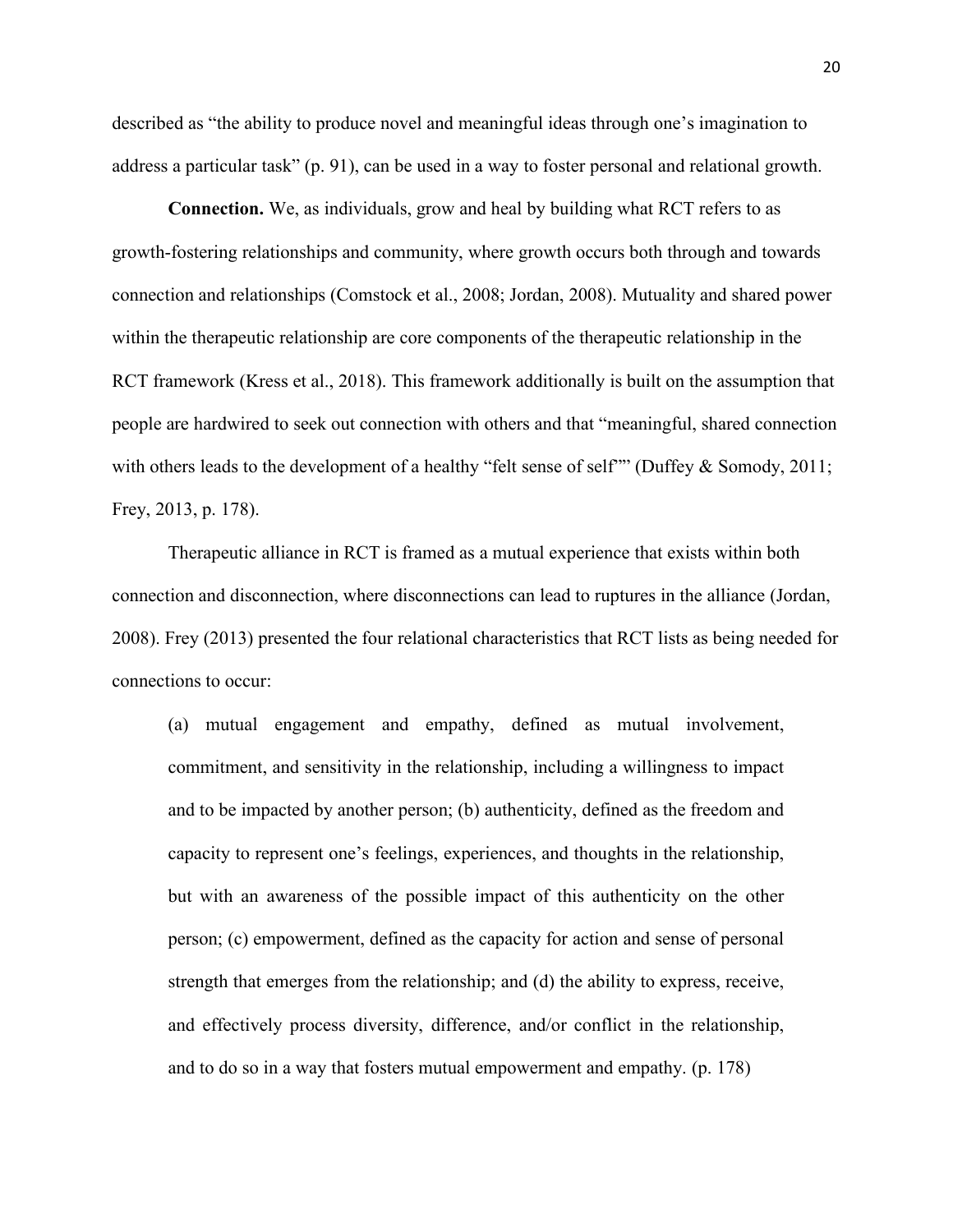described as “the ability to produce novel and meaningful ideas through one’s imagination to address a particular task” (p. 91), can be used in a way to foster personal and relational growth.

**Connection.** We, as individuals, grow and heal by building what RCT refers to as growth-fostering relationships and community, where growth occurs both through and towards connection and relationships (Comstock et al., 2008; Jordan, 2008). Mutuality and shared power within the therapeutic relationship are core components of the therapeutic relationship in the RCT framework (Kress et al., 2018). This framework additionally is built on the assumption that people are hardwired to seek out connection with others and that “meaningful, shared connection with others leads to the development of a healthy “felt sense of self”” (Duffey & Somody, 2011; Frey, 2013, p. 178).

Therapeutic alliance in RCT is framed as a mutual experience that exists within both connection and disconnection, where disconnections can lead to ruptures in the alliance (Jordan, 2008). Frey (2013) presented the four relational characteristics that RCT lists as being needed for connections to occur:

> (a) mutual engagement and empathy, defined as mutual involvement, commitment, and sensitivity in the relationship, including a willingness to impact and to be impacted by another person; (b) authenticity, defined as the freedom and capacity to represent one’s feelings, experiences, and thoughts in the relationship, but with an awareness of the possible impact of this authenticity on the other person; (c) empowerment, defined as the capacity for action and sense of personal strength that emerges from the relationship; and (d) the ability to express, receive, and effectively process diversity, difference, and/or conflict in the relationship, and to do so in a way that fosters mutual empowerment and empathy. (p. 178)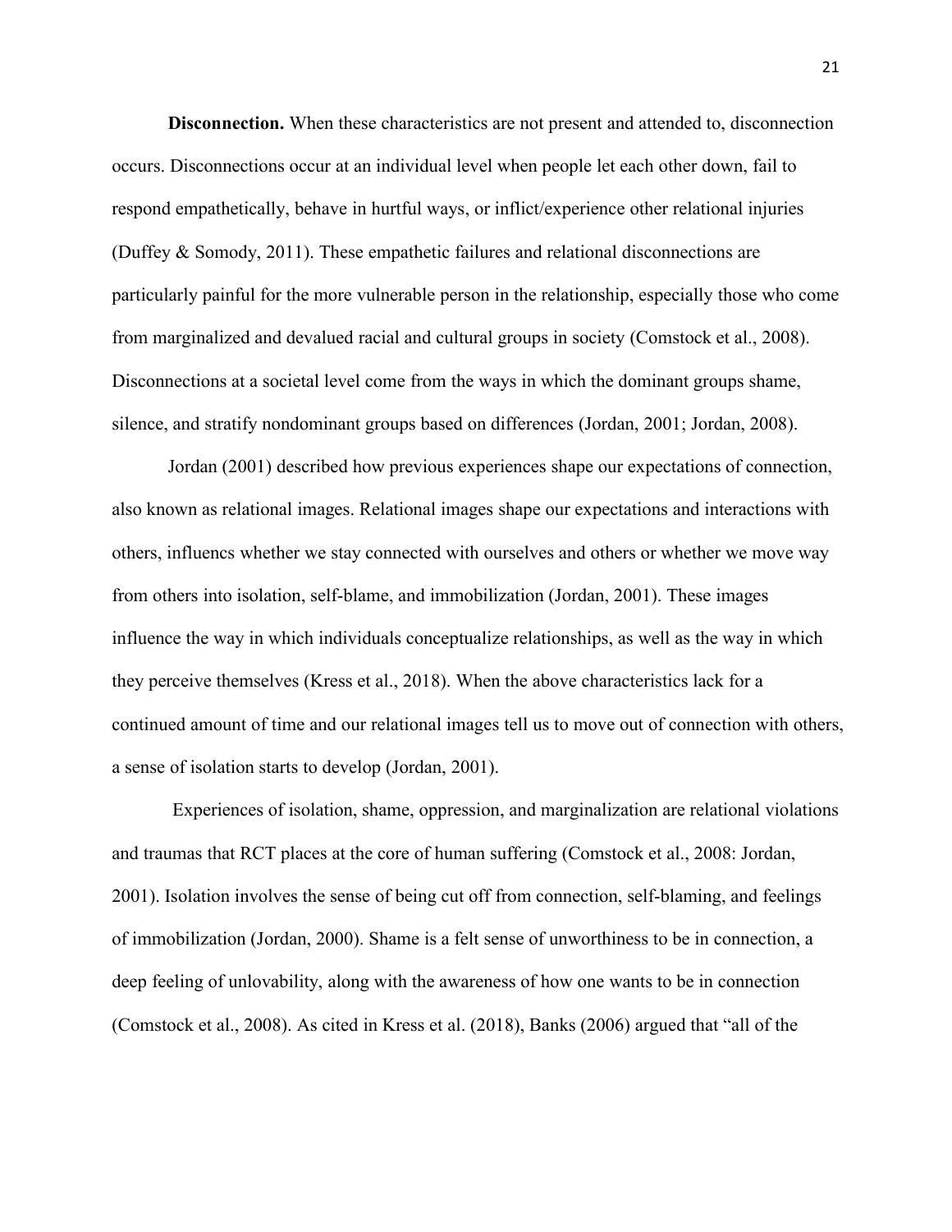**Disconnection.** When these characteristics are not present and attended to, disconnection occurs. Disconnections occur at an individual level when people let each other down, fail to respond empathetically, behave in hurtful ways, or inflict/experience other relational injuries (Duffey & Somody, 2011). These empathetic failures and relational disconnections are particularly painful for the more vulnerable person in the relationship, especially those who come from marginalized and devalued racial and cultural groups in society (Comstock et al., 2008). Disconnections at a societal level come from the ways in which the dominant groups shame, silence, and stratify nondominant groups based on differences (Jordan, 2001; Jordan, 2008).

Jordan (2001) described how previous experiences shape our expectations of connection, also known as relational images. Relational images shape our expectations and interactions with others, influencs whether we stay connected with ourselves and others or whether we move way from others into isolation, self-blame, and immobilization (Jordan, 2001). These images influence the way in which individuals conceptualize relationships, as well as the way in which they perceive themselves (Kress et al., 2018). When the above characteristics lack for a continued amount of time and our relational images tell us to move out of connection with others, a sense of isolation starts to develop (Jordan, 2001).

Experiences of isolation, shame, oppression, and marginalization are relational violations and traumas that RCT places at the core of human suffering (Comstock et al., 2008: Jordan, 2001). Isolation involves the sense of being cut off from connection, self-blaming, and feelings of immobilization (Jordan, 2000). Shame is a felt sense of unworthiness to be in connection, a deep feeling of unlovability, along with the awareness of how one wants to be in connection (Comstock et al., 2008). As cited in Kress et al. (2018), Banks (2006) argued that "all of the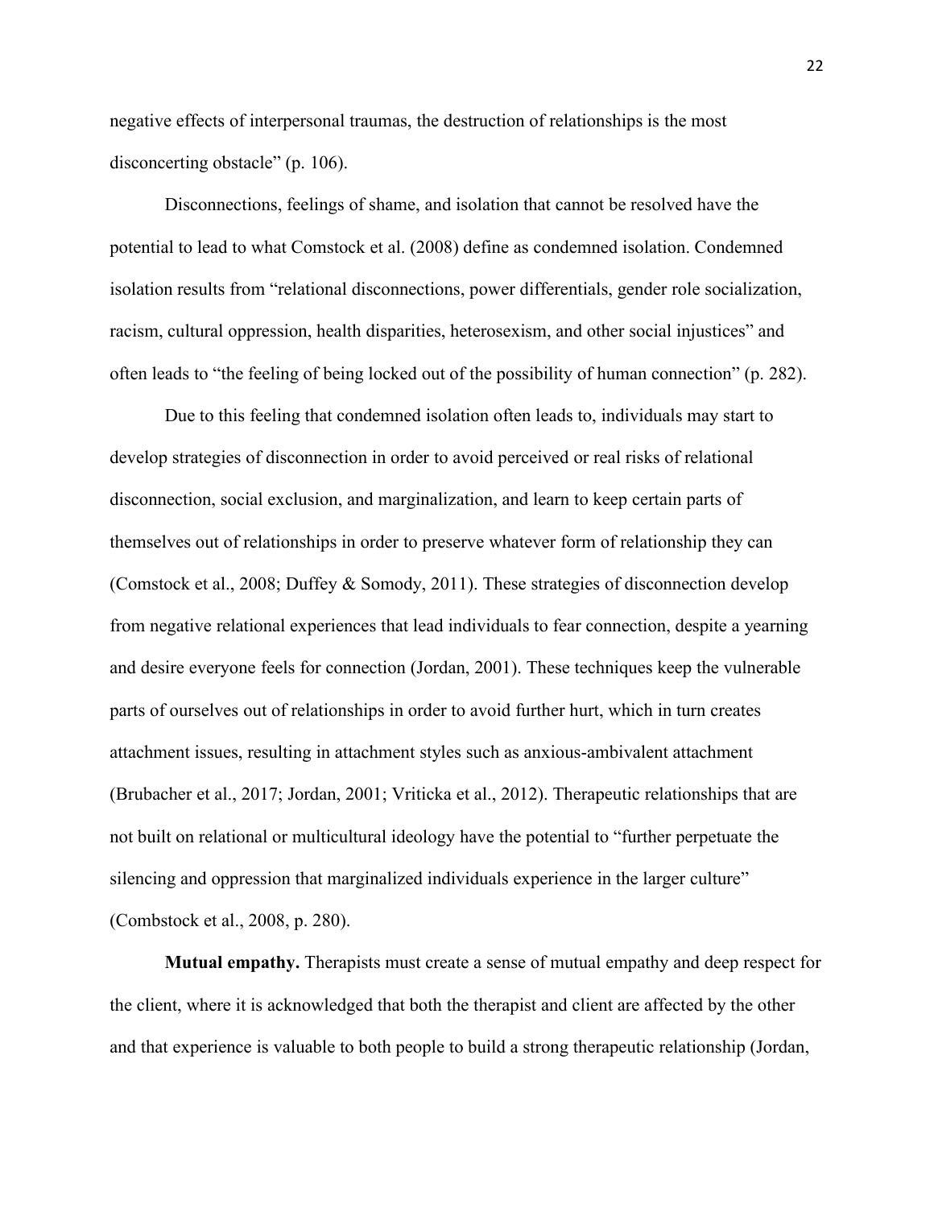negative effects of interpersonal traumas, the destruction of relationships is the most disconcerting obstacle" (p. 106).

Disconnections, feelings of shame, and isolation that cannot be resolved have the potential to lead to what Comstock et al. (2008) define as condemned isolation. Condemned isolation results from "relational disconnections, power differentials, gender role socialization, racism, cultural oppression, health disparities, heterosexism, and other social injustices" and often leads to "the feeling of being locked out of the possibility of human connection" (p. 282).

Due to this feeling that condemned isolation often leads to, individuals may start to develop strategies of disconnection in order to avoid perceived or real risks of relational disconnection, social exclusion, and marginalization, and learn to keep certain parts of themselves out of relationships in order to preserve whatever form of relationship they can (Comstock et al., 2008; Duffey & Somody, 2011). These strategies of disconnection develop from negative relational experiences that lead individuals to fear connection, despite a yearning and desire everyone feels for connection (Jordan, 2001). These techniques keep the vulnerable parts of ourselves out of relationships in order to avoid further hurt, which in turn creates attachment issues, resulting in attachment styles such as anxious-ambivalent attachment (Brubacher et al., 2017; Jordan, 2001; Vriticka et al., 2012). Therapeutic relationships that are not built on relational or multicultural ideology have the potential to "further perpetuate the silencing and oppression that marginalized individuals experience in the larger culture" (Combstock et al., 2008, p. 280).

**Mutual empathy.** Therapists must create a sense of mutual empathy and deep respect for the client, where it is acknowledged that both the therapist and client are affected by the other and that experience is valuable to both people to build a strong therapeutic relationship (Jordan,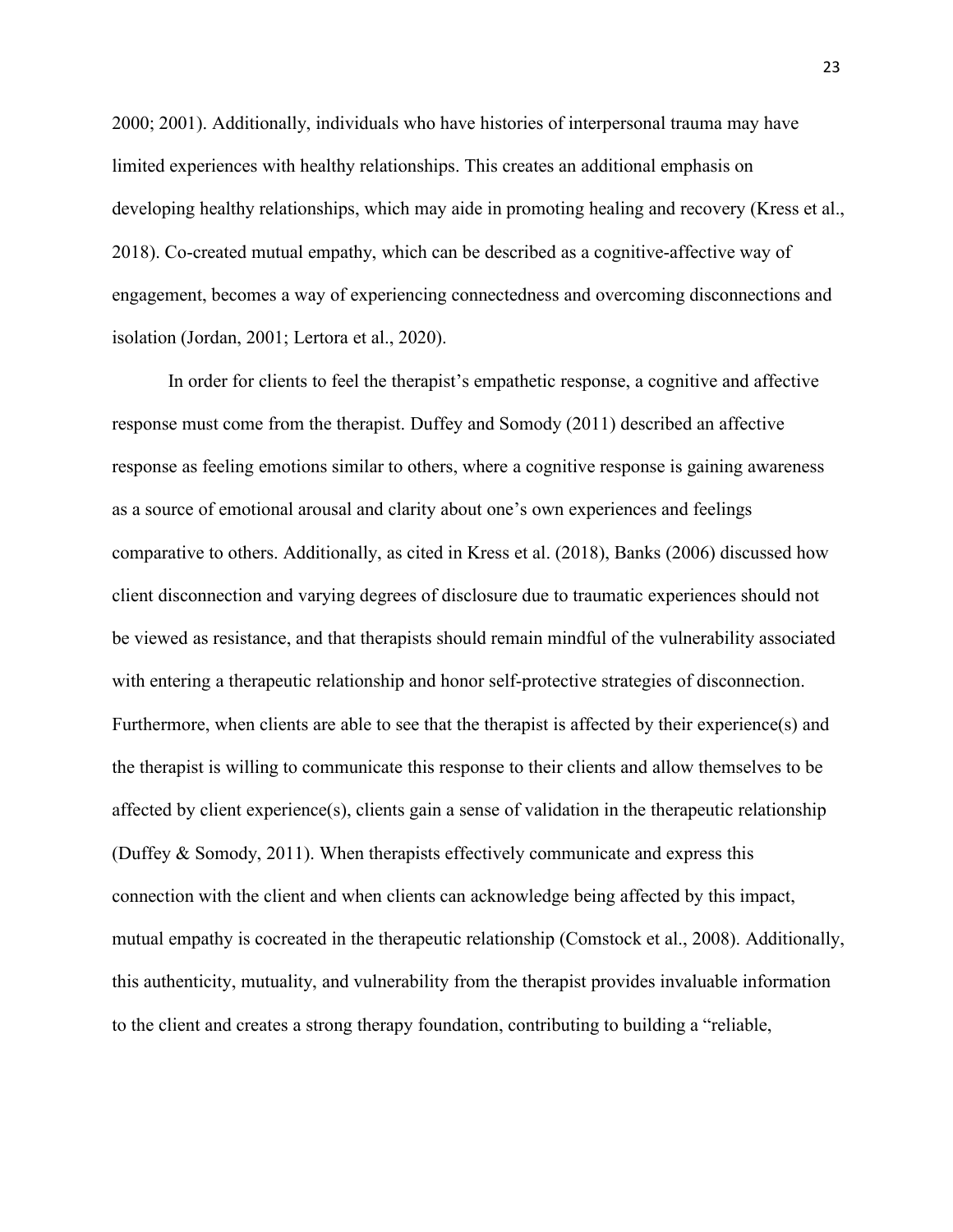2000; 2001). Additionally, individuals who have histories of interpersonal trauma may have limited experiences with healthy relationships. This creates an additional emphasis on developing healthy relationships, which may aide in promoting healing and recovery (Kress et al., 2018). Co-created mutual empathy, which can be described as a cognitive-affective way of engagement, becomes a way of experiencing connectedness and overcoming disconnections and isolation (Jordan, 2001; Lertora et al., 2020).

In order for clients to feel the therapist's empathetic response, a cognitive and affective response must come from the therapist. Duffey and Somody (2011) described an affective response as feeling emotions similar to others, where a cognitive response is gaining awareness as a source of emotional arousal and clarity about one's own experiences and feelings comparative to others. Additionally, as cited in Kress et al. (2018), Banks (2006) discussed how client disconnection and varying degrees of disclosure due to traumatic experiences should not be viewed as resistance, and that therapists should remain mindful of the vulnerability associated with entering a therapeutic relationship and honor self-protective strategies of disconnection. Furthermore, when clients are able to see that the therapist is affected by their experience(s) and the therapist is willing to communicate this response to their clients and allow themselves to be affected by client experience(s), clients gain a sense of validation in the therapeutic relationship (Duffey & Somody, 2011). When therapists effectively communicate and express this connection with the client and when clients can acknowledge being affected by this impact, mutual empathy is cocreated in the therapeutic relationship (Comstock et al., 2008). Additionally, this authenticity, mutuality, and vulnerability from the therapist provides invaluable information to the client and creates a strong therapy foundation, contributing to building a "reliable,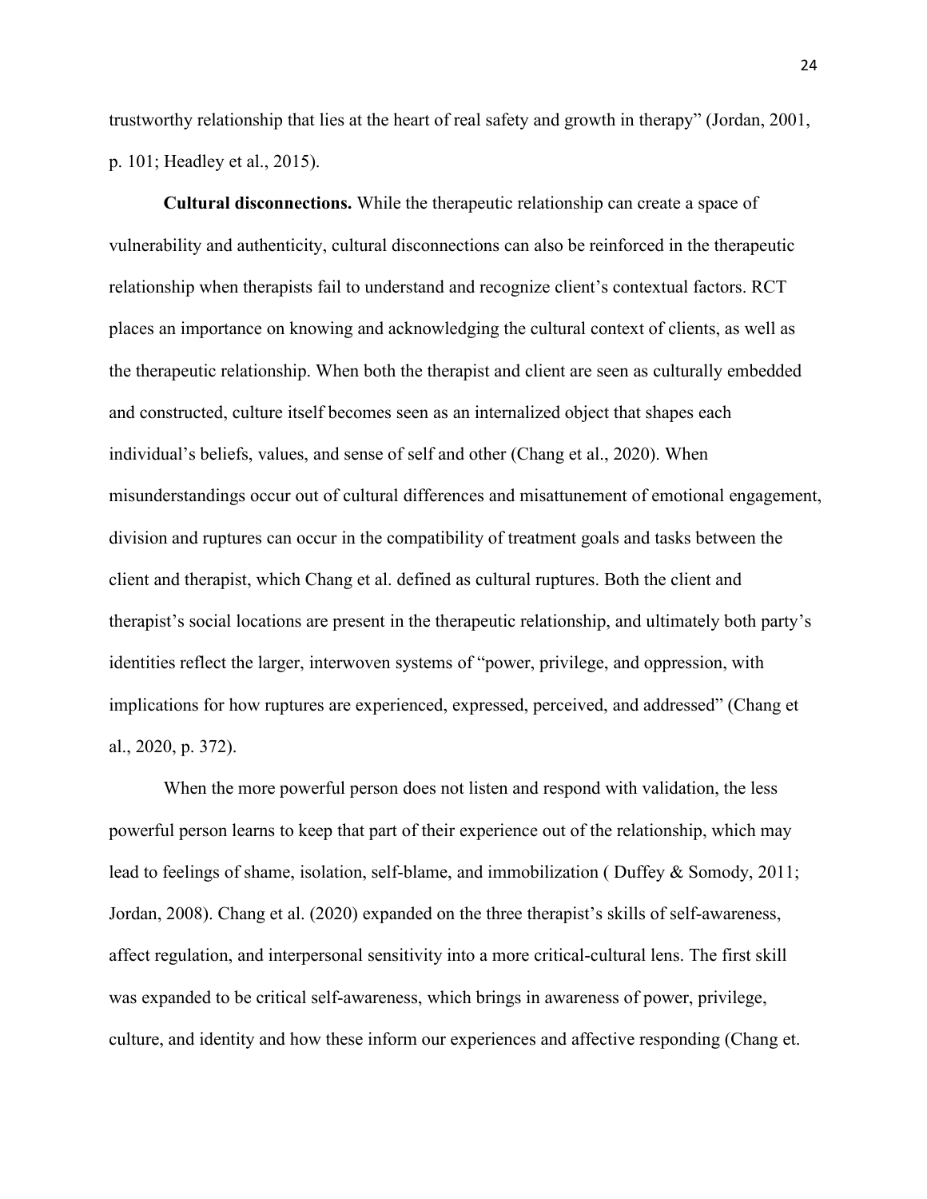trustworthy relationship that lies at the heart of real safety and growth in therapy" (Jordan, 2001, p. 101; Headley et al., 2015).

**Cultural disconnections.** While the therapeutic relationship can create a space of vulnerability and authenticity, cultural disconnections can also be reinforced in the therapeutic relationship when therapists fail to understand and recognize client's contextual factors. RCT places an importance on knowing and acknowledging the cultural context of clients, as well as the therapeutic relationship. When both the therapist and client are seen as culturally embedded and constructed, culture itself becomes seen as an internalized object that shapes each individual's beliefs, values, and sense of self and other (Chang et al., 2020). When misunderstandings occur out of cultural differences and misattunement of emotional engagement, division and ruptures can occur in the compatibility of treatment goals and tasks between the client and therapist, which Chang et al. defined as cultural ruptures. Both the client and therapist's social locations are present in the therapeutic relationship, and ultimately both party's identities reflect the larger, interwoven systems of "power, privilege, and oppression, with implications for how ruptures are experienced, expressed, perceived, and addressed" (Chang et al., 2020, p. 372).

When the more powerful person does not listen and respond with validation, the less powerful person learns to keep that part of their experience out of the relationship, which may lead to feelings of shame, isolation, self-blame, and immobilization ( Duffey & Somody, 2011; Jordan, 2008). Chang et al. (2020) expanded on the three therapist's skills of self-awareness, affect regulation, and interpersonal sensitivity into a more critical-cultural lens. The first skill was expanded to be critical self-awareness, which brings in awareness of power, privilege, culture, and identity and how these inform our experiences and affective responding (Chang et.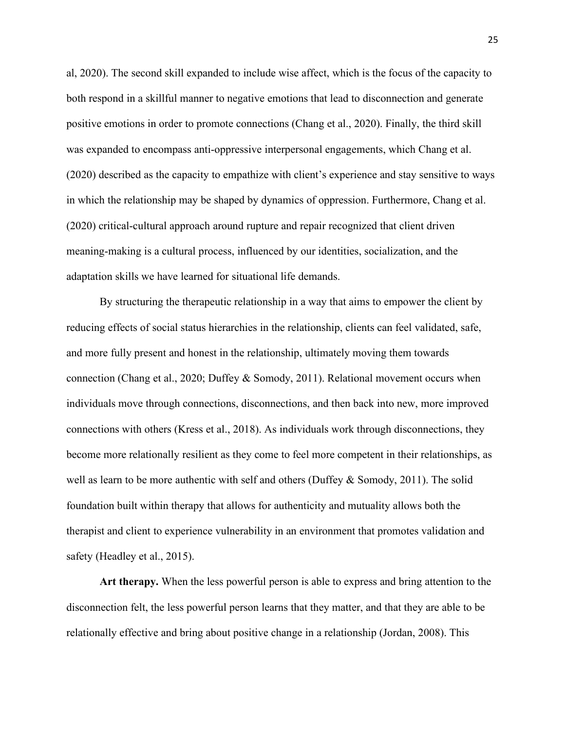al, 2020). The second skill expanded to include wise affect, which is the focus of the capacity to both respond in a skillful manner to negative emotions that lead to disconnection and generate positive emotions in order to promote connections (Chang et al., 2020). Finally, the third skill was expanded to encompass anti-oppressive interpersonal engagements, which Chang et al. (2020) described as the capacity to empathize with client's experience and stay sensitive to ways in which the relationship may be shaped by dynamics of oppression. Furthermore, Chang et al. (2020) critical-cultural approach around rupture and repair recognized that client driven meaning-making is a cultural process, influenced by our identities, socialization, and the adaptation skills we have learned for situational life demands.

By structuring the therapeutic relationship in a way that aims to empower the client by reducing effects of social status hierarchies in the relationship, clients can feel validated, safe, and more fully present and honest in the relationship, ultimately moving them towards connection (Chang et al., 2020; Duffey & Somody, 2011). Relational movement occurs when individuals move through connections, disconnections, and then back into new, more improved connections with others (Kress et al., 2018). As individuals work through disconnections, they become more relationally resilient as they come to feel more competent in their relationships, as well as learn to be more authentic with self and others (Duffey & Somody, 2011). The solid foundation built within therapy that allows for authenticity and mutuality allows both the therapist and client to experience vulnerability in an environment that promotes validation and safety (Headley et al., 2015).

**Art therapy.** When the less powerful person is able to express and bring attention to the disconnection felt, the less powerful person learns that they matter, and that they are able to be relationally effective and bring about positive change in a relationship (Jordan, 2008). This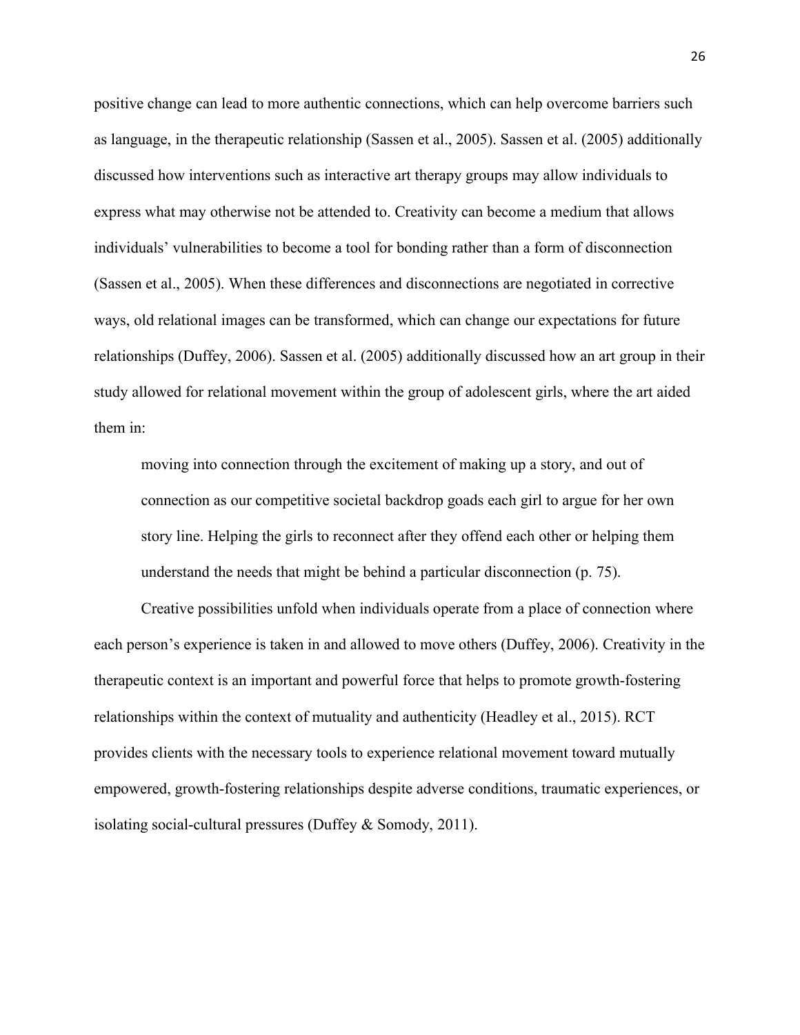positive change can lead to more authentic connections, which can help overcome barriers such as language, in the therapeutic relationship (Sassen et al., 2005). Sassen et al. (2005) additionally discussed how interventions such as interactive art therapy groups may allow individuals to express what may otherwise not be attended to. Creativity can become a medium that allows individuals' vulnerabilities to become a tool for bonding rather than a form of disconnection (Sassen et al., 2005). When these differences and disconnections are negotiated in corrective ways, old relational images can be transformed, which can change our expectations for future relationships (Duffey, 2006). Sassen et al. (2005) additionally discussed how an art group in their study allowed for relational movement within the group of adolescent girls, where the art aided them in:

> moving into connection through the excitement of making up a story, and out of connection as our competitive societal backdrop goads each girl to argue for her own story line. Helping the girls to reconnect after they offend each other or helping them understand the needs that might be behind a particular disconnection (p. 75).

Creative possibilities unfold when individuals operate from a place of connection where each person's experience is taken in and allowed to move others (Duffey, 2006). Creativity in the therapeutic context is an important and powerful force that helps to promote growth-fostering relationships within the context of mutuality and authenticity (Headley et al., 2015). RCT provides clients with the necessary tools to experience relational movement toward mutually empowered, growth-fostering relationships despite adverse conditions, traumatic experiences, or isolating social-cultural pressures (Duffey & Somody, 2011).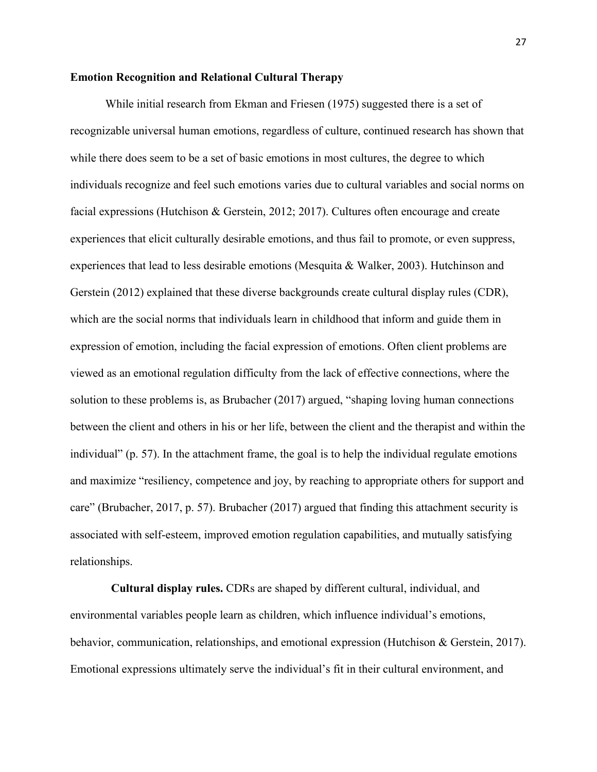**Emotion Recognition and Relational Cultural Therapy**

While initial research from Ekman and Friesen (1975) suggested there is a set of recognizable universal human emotions, regardless of culture, continued research has shown that while there does seem to be a set of basic emotions in most cultures, the degree to which individuals recognize and feel such emotions varies due to cultural variables and social norms on facial expressions (Hutchison & Gerstein, 2012; 2017). Cultures often encourage and create experiences that elicit culturally desirable emotions, and thus fail to promote, or even suppress, experiences that lead to less desirable emotions (Mesquita & Walker, 2003). Hutchinson and Gerstein (2012) explained that these diverse backgrounds create cultural display rules (CDR), which are the social norms that individuals learn in childhood that inform and guide them in expression of emotion, including the facial expression of emotions. Often client problems are viewed as an emotional regulation difficulty from the lack of effective connections, where the solution to these problems is, as Brubacher (2017) argued, "shaping loving human connections between the client and others in his or her life, between the client and the therapist and within the individual" (p. 57). In the attachment frame, the goal is to help the individual regulate emotions and maximize "resiliency, competence and joy, by reaching to appropriate others for support and care" (Brubacher, 2017, p. 57). Brubacher (2017) argued that finding this attachment security is associated with self-esteem, improved emotion regulation capabilities, and mutually satisfying relationships.

**Cultural display rules.** CDRs are shaped by different cultural, individual, and environmental variables people learn as children, which influence individual's emotions, behavior, communication, relationships, and emotional expression (Hutchison & Gerstein, 2017). Emotional expressions ultimately serve the individual's fit in their cultural environment, and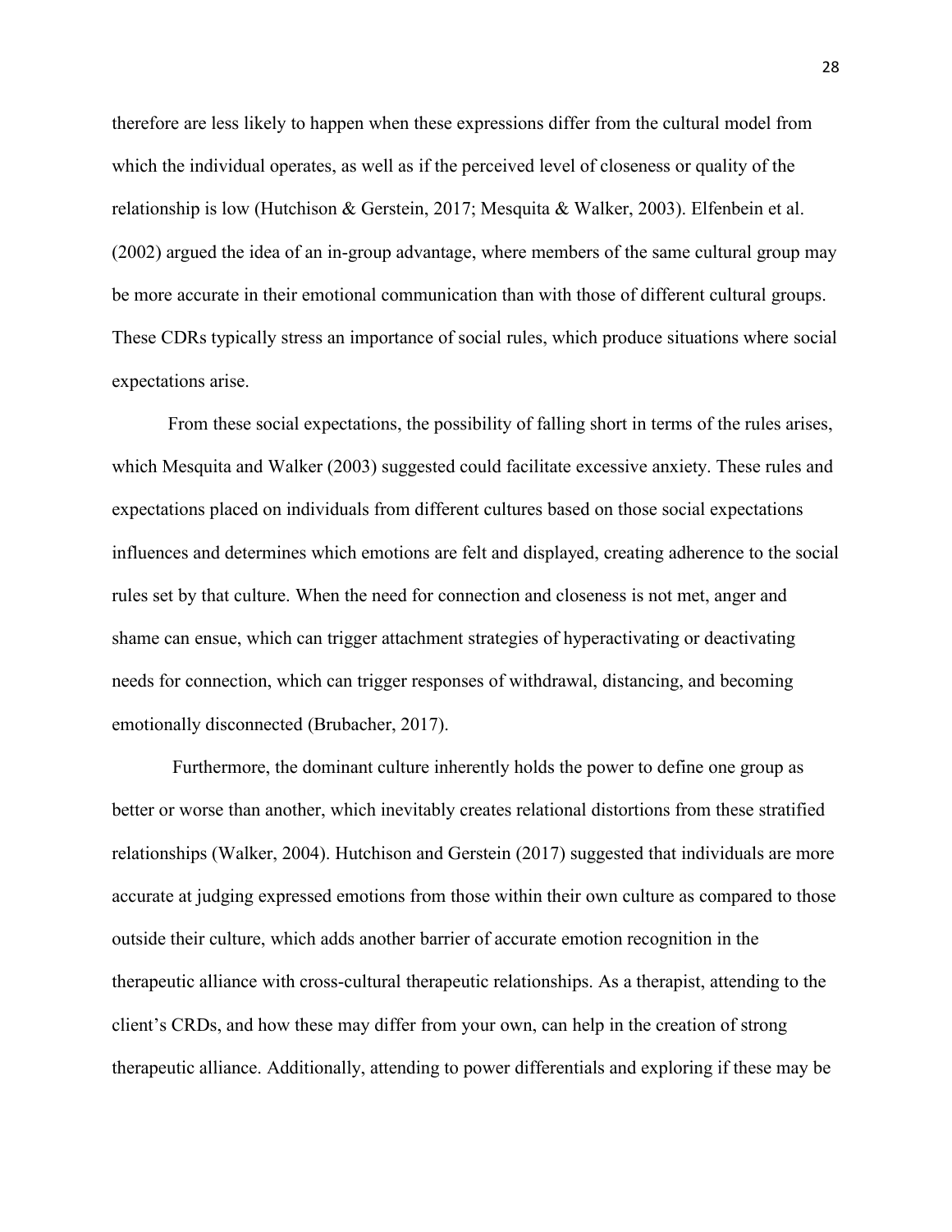therefore are less likely to happen when these expressions differ from the cultural model from which the individual operates, as well as if the perceived level of closeness or quality of the relationship is low (Hutchison & Gerstein, 2017; Mesquita & Walker, 2003). Elfenbein et al. (2002) argued the idea of an in-group advantage, where members of the same cultural group may be more accurate in their emotional communication than with those of different cultural groups. These CDRs typically stress an importance of social rules, which produce situations where social expectations arise.

From these social expectations, the possibility of falling short in terms of the rules arises, which Mesquita and Walker (2003) suggested could facilitate excessive anxiety. These rules and expectations placed on individuals from different cultures based on those social expectations influences and determines which emotions are felt and displayed, creating adherence to the social rules set by that culture. When the need for connection and closeness is not met, anger and shame can ensue, which can trigger attachment strategies of hyperactivating or deactivating needs for connection, which can trigger responses of withdrawal, distancing, and becoming emotionally disconnected (Brubacher, 2017).

Furthermore, the dominant culture inherently holds the power to define one group as better or worse than another, which inevitably creates relational distortions from these stratified relationships (Walker, 2004). Hutchison and Gerstein (2017) suggested that individuals are more accurate at judging expressed emotions from those within their own culture as compared to those outside their culture, which adds another barrier of accurate emotion recognition in the therapeutic alliance with cross-cultural therapeutic relationships. As a therapist, attending to the client's CRDs, and how these may differ from your own, can help in the creation of strong therapeutic alliance. Additionally, attending to power differentials and exploring if these may be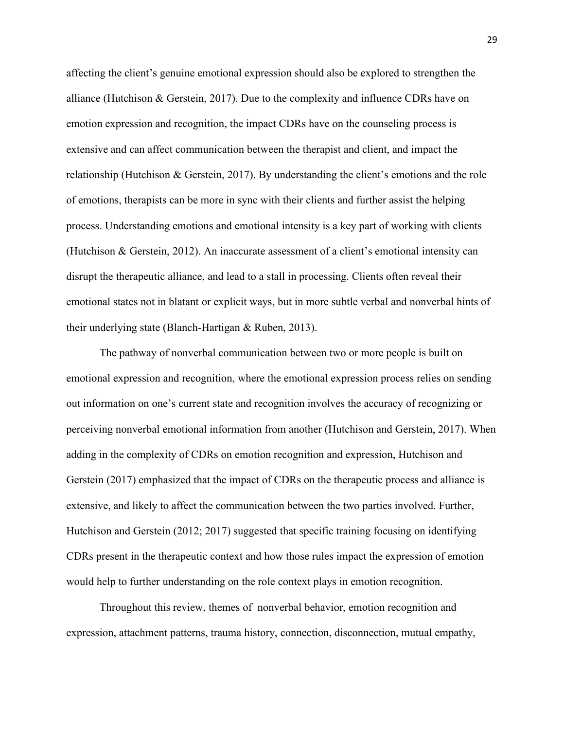affecting the client's genuine emotional expression should also be explored to strengthen the alliance (Hutchison & Gerstein, 2017). Due to the complexity and influence CDRs have on emotion expression and recognition, the impact CDRs have on the counseling process is extensive and can affect communication between the therapist and client, and impact the relationship (Hutchison & Gerstein, 2017). By understanding the client's emotions and the role of emotions, therapists can be more in sync with their clients and further assist the helping process. Understanding emotions and emotional intensity is a key part of working with clients (Hutchison & Gerstein, 2012). An inaccurate assessment of a client's emotional intensity can disrupt the therapeutic alliance, and lead to a stall in processing. Clients often reveal their emotional states not in blatant or explicit ways, but in more subtle verbal and nonverbal hints of their underlying state (Blanch-Hartigan & Ruben, 2013).

The pathway of nonverbal communication between two or more people is built on emotional expression and recognition, where the emotional expression process relies on sending out information on one's current state and recognition involves the accuracy of recognizing or perceiving nonverbal emotional information from another (Hutchison and Gerstein, 2017). When adding in the complexity of CDRs on emotion recognition and expression, Hutchison and Gerstein (2017) emphasized that the impact of CDRs on the therapeutic process and alliance is extensive, and likely to affect the communication between the two parties involved. Further, Hutchison and Gerstein (2012; 2017) suggested that specific training focusing on identifying CDRs present in the therapeutic context and how those rules impact the expression of emotion would help to further understanding on the role context plays in emotion recognition.

Throughout this review, themes of nonverbal behavior, emotion recognition and expression, attachment patterns, trauma history, connection, disconnection, mutual empathy,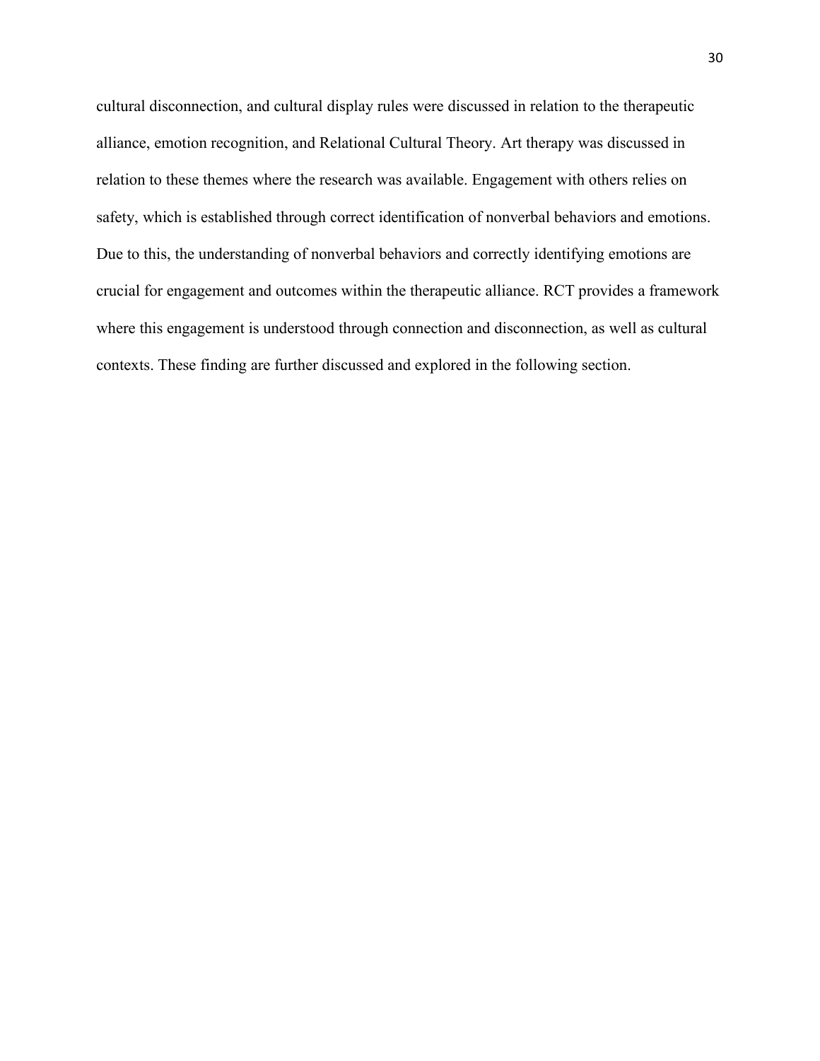cultural disconnection, and cultural display rules were discussed in relation to the therapeutic alliance, emotion recognition, and Relational Cultural Theory. Art therapy was discussed in relation to these themes where the research was available. Engagement with others relies on safety, which is established through correct identification of nonverbal behaviors and emotions. Due to this, the understanding of nonverbal behaviors and correctly identifying emotions are crucial for engagement and outcomes within the therapeutic alliance. RCT provides a framework where this engagement is understood through connection and disconnection, as well as cultural contexts. These finding are further discussed and explored in the following section.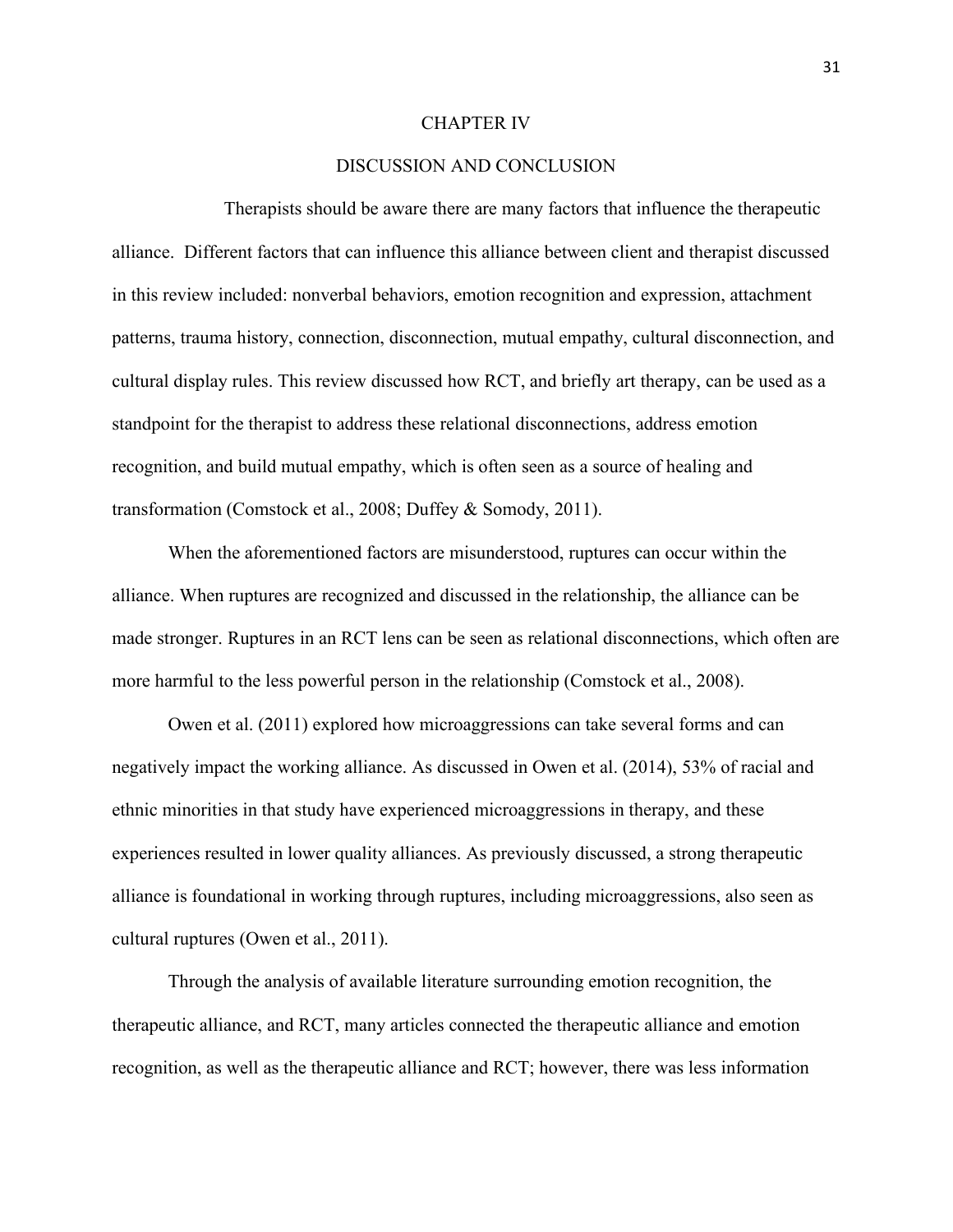# CHAPTER IV

# DISCUSSION AND CONCLUSION

Therapists should be aware there are many factors that influence the therapeutic alliance. Different factors that can influence this alliance between client and therapist discussed in this review included: nonverbal behaviors, emotion recognition and expression, attachment patterns, trauma history, connection, disconnection, mutual empathy, cultural disconnection, and cultural display rules. This review discussed how RCT, and briefly art therapy, can be used as a standpoint for the therapist to address these relational disconnections, address emotion recognition, and build mutual empathy, which is often seen as a source of healing and transformation (Comstock et al., 2008; Duffey & Somody, 2011).

When the aforementioned factors are misunderstood, ruptures can occur within the alliance. When ruptures are recognized and discussed in the relationship, the alliance can be made stronger. Ruptures in an RCT lens can be seen as relational disconnections, which often are more harmful to the less powerful person in the relationship (Comstock et al., 2008).

Owen et al. (2011) explored how microaggressions can take several forms and can negatively impact the working alliance. As discussed in Owen et al. (2014), 53% of racial and ethnic minorities in that study have experienced microaggressions in therapy, and these experiences resulted in lower quality alliances. As previously discussed, a strong therapeutic alliance is foundational in working through ruptures, including microaggressions, also seen as cultural ruptures (Owen et al., 2011).

Through the analysis of available literature surrounding emotion recognition, the therapeutic alliance, and RCT, many articles connected the therapeutic alliance and emotion recognition, as well as the therapeutic alliance and RCT; however, there was less information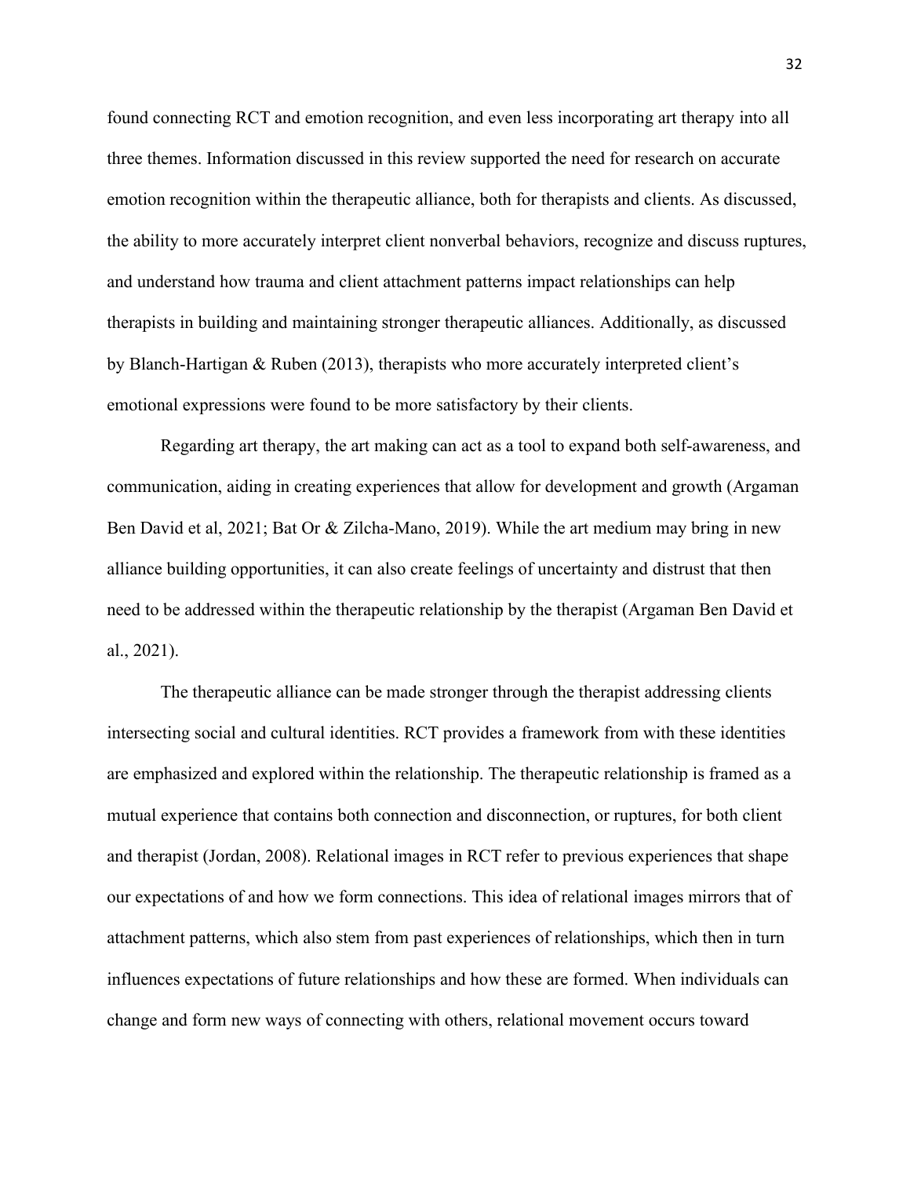found connecting RCT and emotion recognition, and even less incorporating art therapy into all three themes. Information discussed in this review supported the need for research on accurate emotion recognition within the therapeutic alliance, both for therapists and clients. As discussed, the ability to more accurately interpret client nonverbal behaviors, recognize and discuss ruptures, and understand how trauma and client attachment patterns impact relationships can help therapists in building and maintaining stronger therapeutic alliances. Additionally, as discussed by Blanch-Hartigan & Ruben (2013), therapists who more accurately interpreted client's emotional expressions were found to be more satisfactory by their clients.

Regarding art therapy, the art making can act as a tool to expand both self-awareness, and communication, aiding in creating experiences that allow for development and growth (Argaman Ben David et al, 2021; Bat Or & Zilcha-Mano, 2019). While the art medium may bring in new alliance building opportunities, it can also create feelings of uncertainty and distrust that then need to be addressed within the therapeutic relationship by the therapist (Argaman Ben David et al., 2021).

The therapeutic alliance can be made stronger through the therapist addressing clients intersecting social and cultural identities. RCT provides a framework from with these identities are emphasized and explored within the relationship. The therapeutic relationship is framed as a mutual experience that contains both connection and disconnection, or ruptures, for both client and therapist (Jordan, 2008). Relational images in RCT refer to previous experiences that shape our expectations of and how we form connections. This idea of relational images mirrors that of attachment patterns, which also stem from past experiences of relationships, which then in turn influences expectations of future relationships and how these are formed. When individuals can change and form new ways of connecting with others, relational movement occurs toward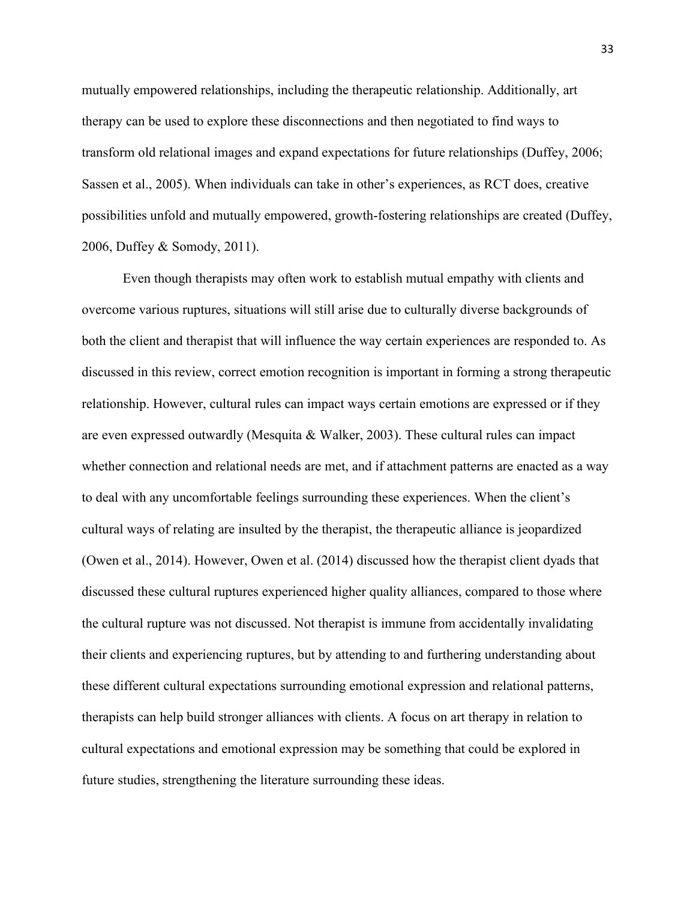mutually empowered relationships, including the therapeutic relationship. Additionally, art therapy can be used to explore these disconnections and then negotiated to find ways to transform old relational images and expand expectations for future relationships (Duffey, 2006; Sassen et al., 2005). When individuals can take in other's experiences, as RCT does, creative possibilities unfold and mutually empowered, growth-fostering relationships are created (Duffey, 2006, Duffey & Somody, 2011).

Even though therapists may often work to establish mutual empathy with clients and overcome various ruptures, situations will still arise due to culturally diverse backgrounds of both the client and therapist that will influence the way certain experiences are responded to. As discussed in this review, correct emotion recognition is important in forming a strong therapeutic relationship. However, cultural rules can impact ways certain emotions are expressed or if they are even expressed outwardly (Mesquita & Walker, 2003). These cultural rules can impact whether connection and relational needs are met, and if attachment patterns are enacted as a way to deal with any uncomfortable feelings surrounding these experiences. When the client's cultural ways of relating are insulted by the therapist, the therapeutic alliance is jeopardized (Owen et al., 2014). However, Owen et al. (2014) discussed how the therapist client dyads that discussed these cultural ruptures experienced higher quality alliances, compared to those where the cultural rupture was not discussed. Not therapist is immune from accidentally invalidating their clients and experiencing ruptures, but by attending to and furthering understanding about these different cultural expectations surrounding emotional expression and relational patterns, therapists can help build stronger alliances with clients. A focus on art therapy in relation to cultural expectations and emotional expression may be something that could be explored in future studies, strengthening the literature surrounding these ideas.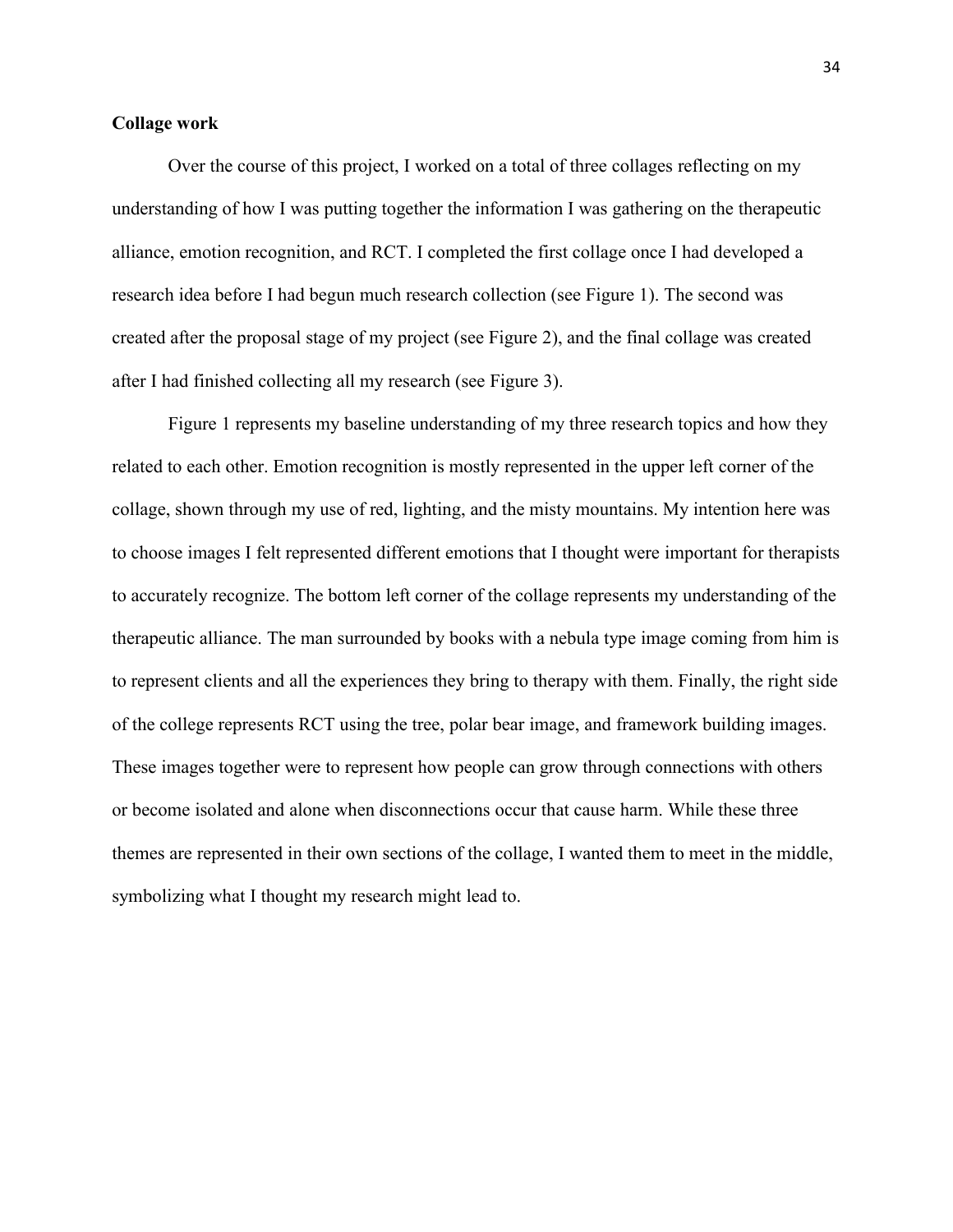**Collage work**

Over the course of this project, I worked on a total of three collages reflecting on my understanding of how I was putting together the information I was gathering on the therapeutic alliance, emotion recognition, and RCT. I completed the first collage once I had developed a research idea before I had begun much research collection (see Figure 1). The second was created after the proposal stage of my project (see Figure 2), and the final collage was created after I had finished collecting all my research (see Figure 3).

Figure 1 represents my baseline understanding of my three research topics and how they related to each other. Emotion recognition is mostly represented in the upper left corner of the collage, shown through my use of red, lighting, and the misty mountains. My intention here was to choose images I felt represented different emotions that I thought were important for therapists to accurately recognize. The bottom left corner of the collage represents my understanding of the therapeutic alliance. The man surrounded by books with a nebula type image coming from him is to represent clients and all the experiences they bring to therapy with them. Finally, the right side of the college represents RCT using the tree, polar bear image, and framework building images. These images together were to represent how people can grow through connections with others or become isolated and alone when disconnections occur that cause harm. While these three themes are represented in their own sections of the collage, I wanted them to meet in the middle, symbolizing what I thought my research might lead to.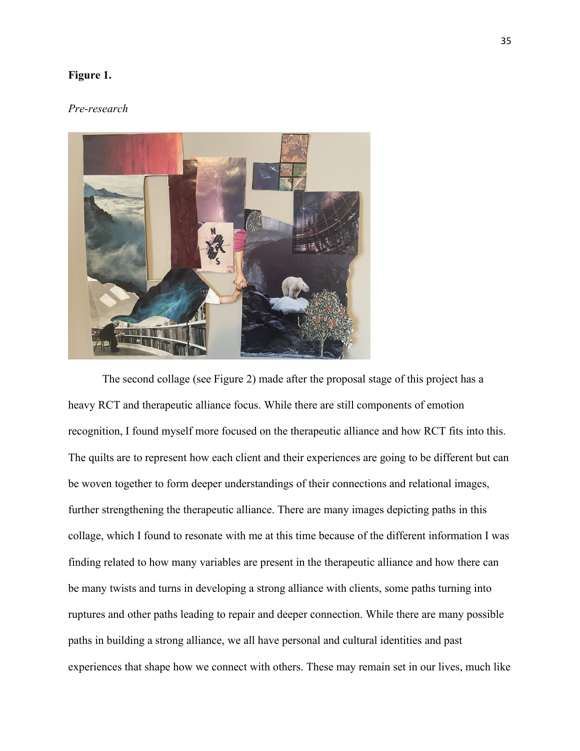**Figure 1.**

*Pre-research*

The second collage (see Figure 2) made after the proposal stage of this project has a heavy RCT and therapeutic alliance focus. While there are still components of emotion recognition, I found myself more focused on the therapeutic alliance and how RCT fits into this. The quilts are to represent how each client and their experiences are going to be different but can be woven together to form deeper understandings of their connections and relational images, further strengthening the therapeutic alliance. There are many images depicting paths in this collage, which I found to resonate with me at this time because of the different information I was finding related to how many variables are present in the therapeutic alliance and how there can be many twists and turns in developing a strong alliance with clients, some paths turning into ruptures and other paths leading to repair and deeper connection. While there are many possible paths in building a strong alliance, we all have personal and cultural identities and past experiences that shape how we connect with others. These may remain set in our lives, much like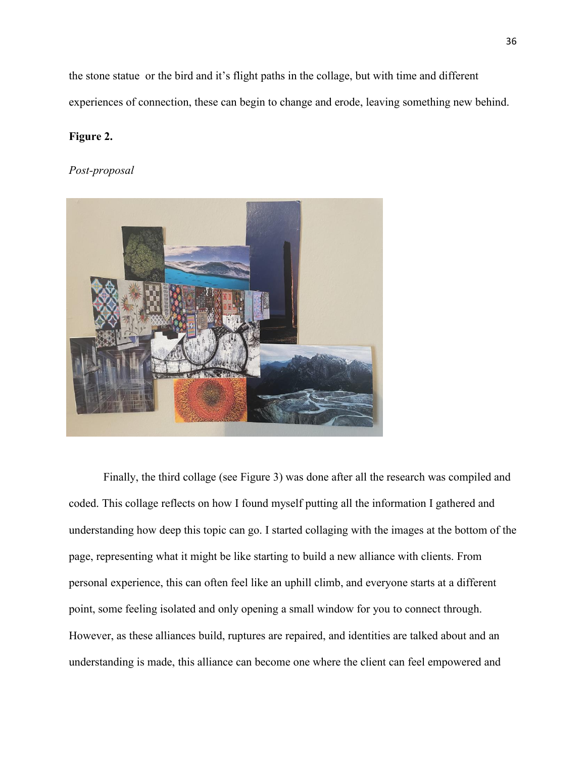the stone statue  or the bird and it's flight paths in the collage, but with time and different experiences of connection, these can begin to change and erode, leaving something new behind.

**Figure 2.**

*Post-proposal*

Finally, the third collage (see Figure 3) was done after all the research was compiled and coded. This collage reflects on how I found myself putting all the information I gathered and understanding how deep this topic can go. I started collaging with the images at the bottom of the page, representing what it might be like starting to build a new alliance with clients. From personal experience, this can often feel like an uphill climb, and everyone starts at a different point, some feeling isolated and only opening a small window for you to connect through. However, as these alliances build, ruptures are repaired, and identities are talked about and an understanding is made, this alliance can become one where the client can feel empowered and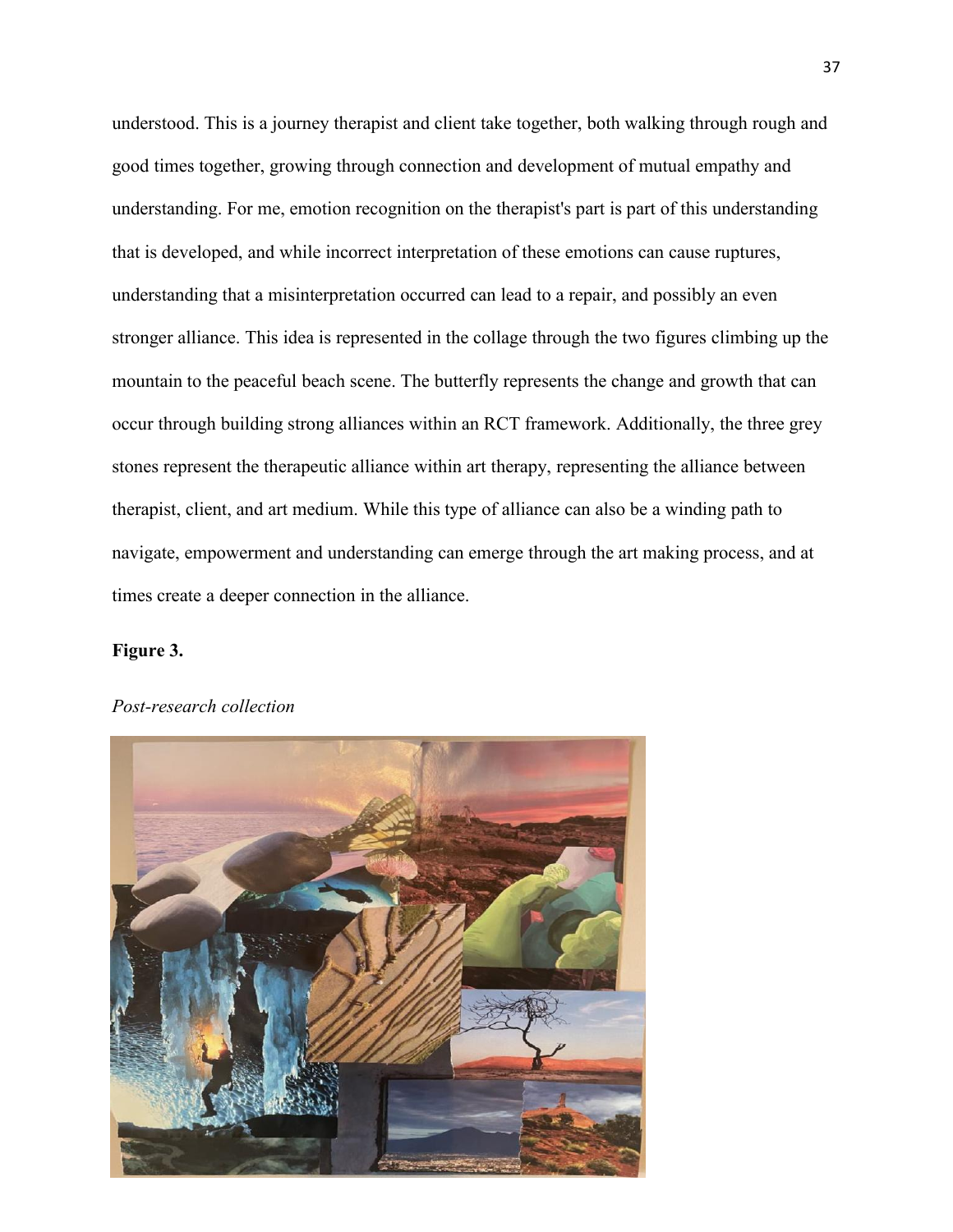understood. This is a journey therapist and client take together, both walking through rough and good times together, growing through connection and development of mutual empathy and understanding. For me, emotion recognition on the therapist's part is part of this understanding that is developed, and while incorrect interpretation of these emotions can cause ruptures, understanding that a misinterpretation occurred can lead to a repair, and possibly an even stronger alliance. This idea is represented in the collage through the two figures climbing up the mountain to the peaceful beach scene. The butterfly represents the change and growth that can occur through building strong alliances within an RCT framework. Additionally, the three grey stones represent the therapeutic alliance within art therapy, representing the alliance between therapist, client, and art medium. While this type of alliance can also be a winding path to navigate, empowerment and understanding can emerge through the art making process, and at times create a deeper connection in the alliance.

**Figure 3.**

*Post-research collection*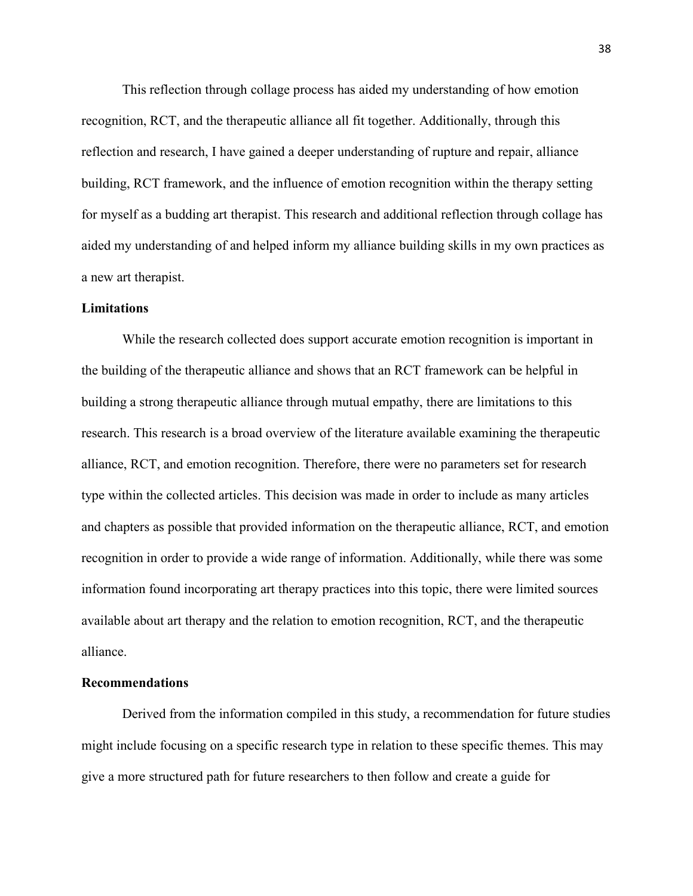This reflection through collage process has aided my understanding of how emotion recognition, RCT, and the therapeutic alliance all fit together. Additionally, through this reflection and research, I have gained a deeper understanding of rupture and repair, alliance building, RCT framework, and the influence of emotion recognition within the therapy setting for myself as a budding art therapist. This research and additional reflection through collage has aided my understanding of and helped inform my alliance building skills in my own practices as a new art therapist.

## Limitations

While the research collected does support accurate emotion recognition is important in the building of the therapeutic alliance and shows that an RCT framework can be helpful in building a strong therapeutic alliance through mutual empathy, there are limitations to this research. This research is a broad overview of the literature available examining the therapeutic alliance, RCT, and emotion recognition. Therefore, there were no parameters set for research type within the collected articles. This decision was made in order to include as many articles and chapters as possible that provided information on the therapeutic alliance, RCT, and emotion recognition in order to provide a wide range of information. Additionally, while there was some information found incorporating art therapy practices into this topic, there were limited sources available about art therapy and the relation to emotion recognition, RCT, and the therapeutic alliance.

## Recommendations

Derived from the information compiled in this study, a recommendation for future studies might include focusing on a specific research type in relation to these specific themes. This may give a more structured path for future researchers to then follow and create a guide for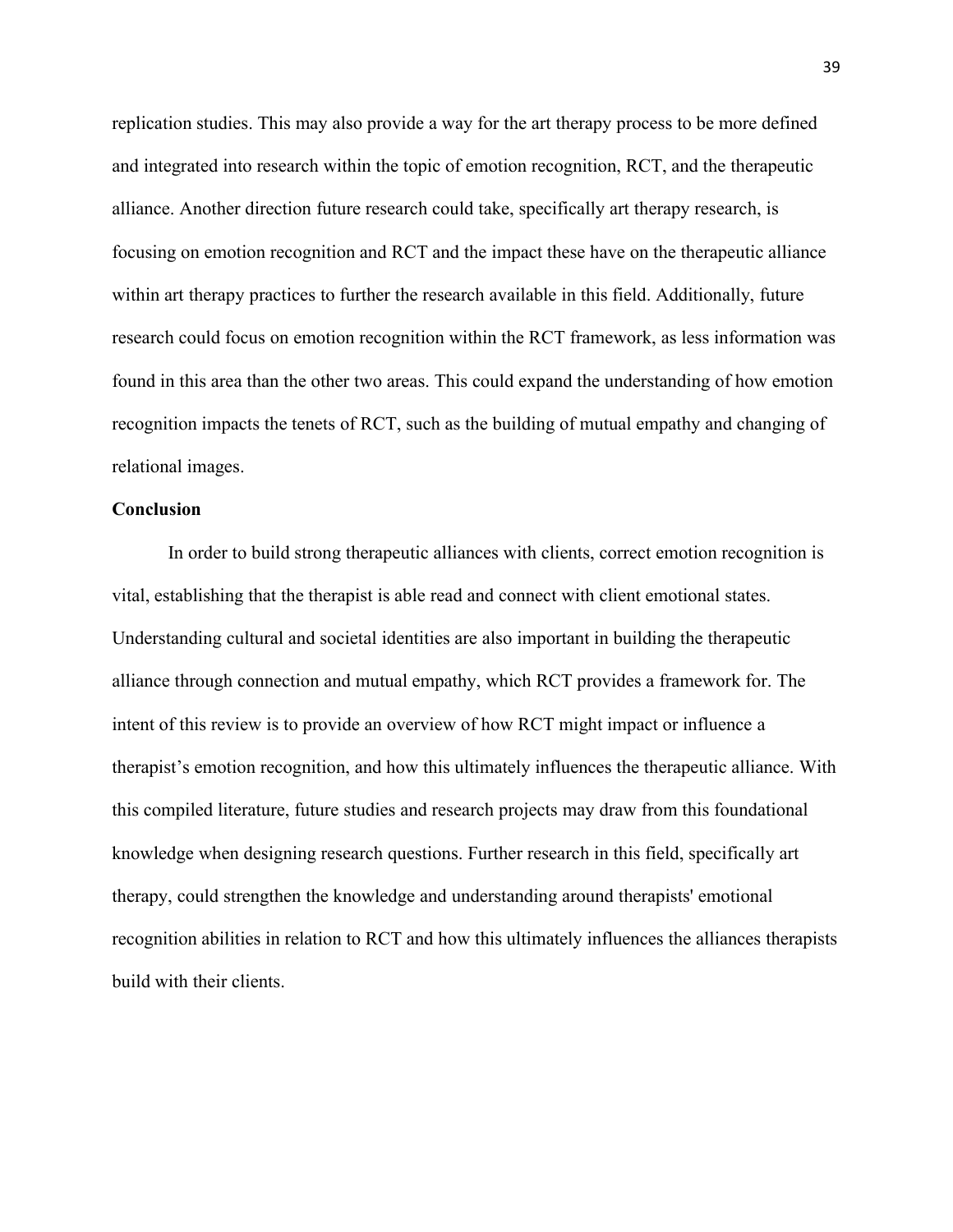replication studies. This may also provide a way for the art therapy process to be more defined and integrated into research within the topic of emotion recognition, RCT, and the therapeutic alliance. Another direction future research could take, specifically art therapy research, is focusing on emotion recognition and RCT and the impact these have on the therapeutic alliance within art therapy practices to further the research available in this field. Additionally, future research could focus on emotion recognition within the RCT framework, as less information was found in this area than the other two areas. This could expand the understanding of how emotion recognition impacts the tenets of RCT, such as the building of mutual empathy and changing of relational images.

**Conclusion**

In order to build strong therapeutic alliances with clients, correct emotion recognition is vital, establishing that the therapist is able read and connect with client emotional states. Understanding cultural and societal identities are also important in building the therapeutic alliance through connection and mutual empathy, which RCT provides a framework for. The intent of this review is to provide an overview of how RCT might impact or influence a therapist's emotion recognition, and how this ultimately influences the therapeutic alliance. With this compiled literature, future studies and research projects may draw from this foundational knowledge when designing research questions. Further research in this field, specifically art therapy, could strengthen the knowledge and understanding around therapists' emotional recognition abilities in relation to RCT and how this ultimately influences the alliances therapists build with their clients.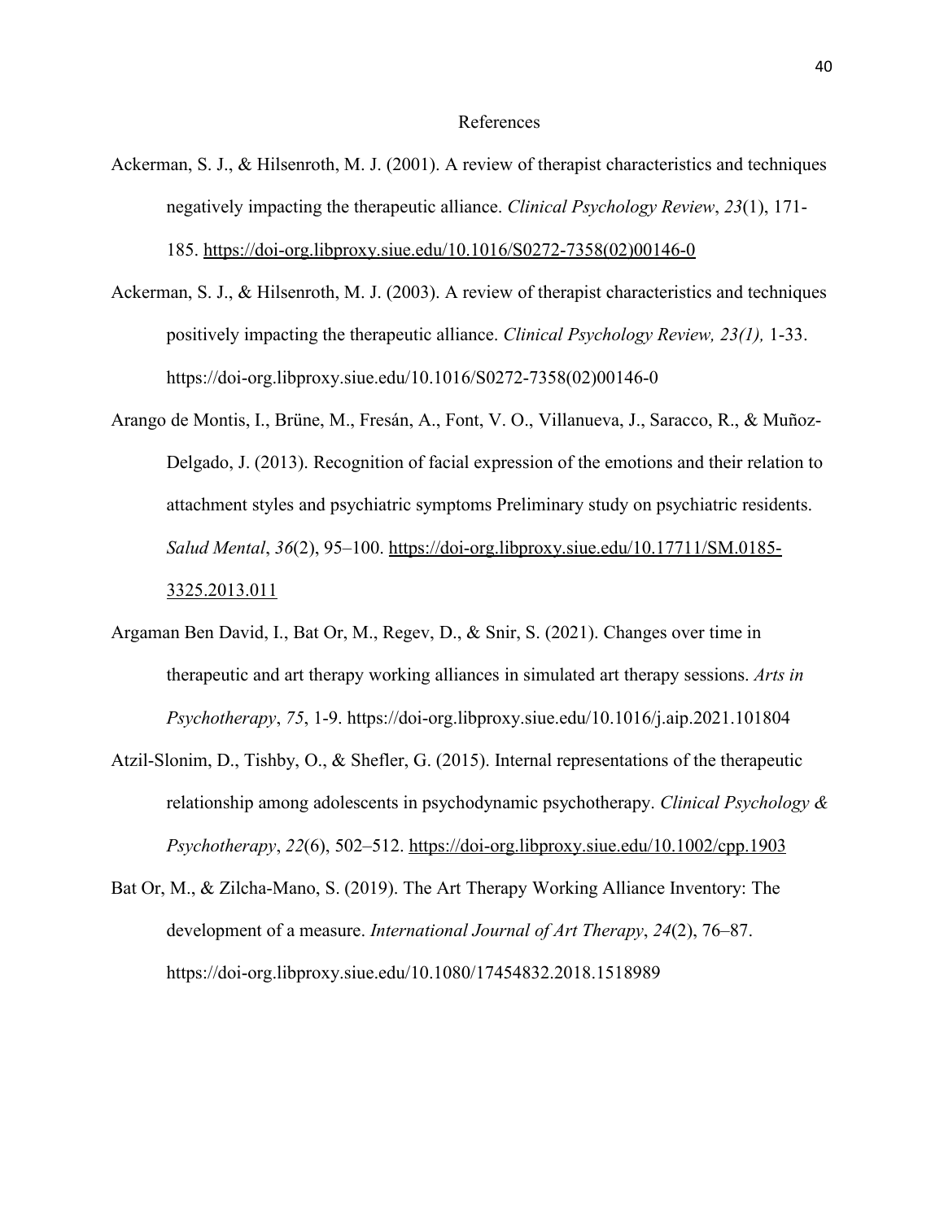# References

Ackerman, S. J., & Hilsenroth, M. J. (2001). A review of therapist characteristics and techniques negatively impacting the therapeutic alliance. *Clinical Psychology Review*, *23*(1), 171-185. https://doi-org.libproxy.siue.edu/10.1016/S0272-7358(02)00146-0

Ackerman, S. J., & Hilsenroth, M. J. (2003). A review of therapist characteristics and techniques positively impacting the therapeutic alliance. *Clinical Psychology Review, 23(1),* 1-33. https://doi-org.libproxy.siue.edu/10.1016/S0272-7358(02)00146-0

Arango de Montis, I., Brüne, M., Fresán, A., Font, V. O., Villanueva, J., Saracco, R., & Muñoz-Delgado, J. (2013). Recognition of facial expression of the emotions and their relation to attachment styles and psychiatric symptoms Preliminary study on psychiatric residents. *Salud Mental*, *36*(2), 95–100. https://doi-org.libproxy.siue.edu/10.17711/SM.0185-3325.2013.011

Argaman Ben David, I., Bat Or, M., Regev, D., & Snir, S. (2021). Changes over time in therapeutic and art therapy working alliances in simulated art therapy sessions. *Arts in Psychotherapy*, *75*, 1-9. https://doi-org.libproxy.siue.edu/10.1016/j.aip.2021.101804

Atzil-Slonim, D., Tishby, O., & Shefler, G. (2015). Internal representations of the therapeutic relationship among adolescents in psychodynamic psychotherapy. *Clinical Psychology & Psychotherapy*, *22*(6), 502–512. https://doi-org.libproxy.siue.edu/10.1002/cpp.1903

Bat Or, M., & Zilcha-Mano, S. (2019). The Art Therapy Working Alliance Inventory: The development of a measure. *International Journal of Art Therapy*, *24*(2), 76–87. https://doi-org.libproxy.siue.edu/10.1080/17454832.2018.1518989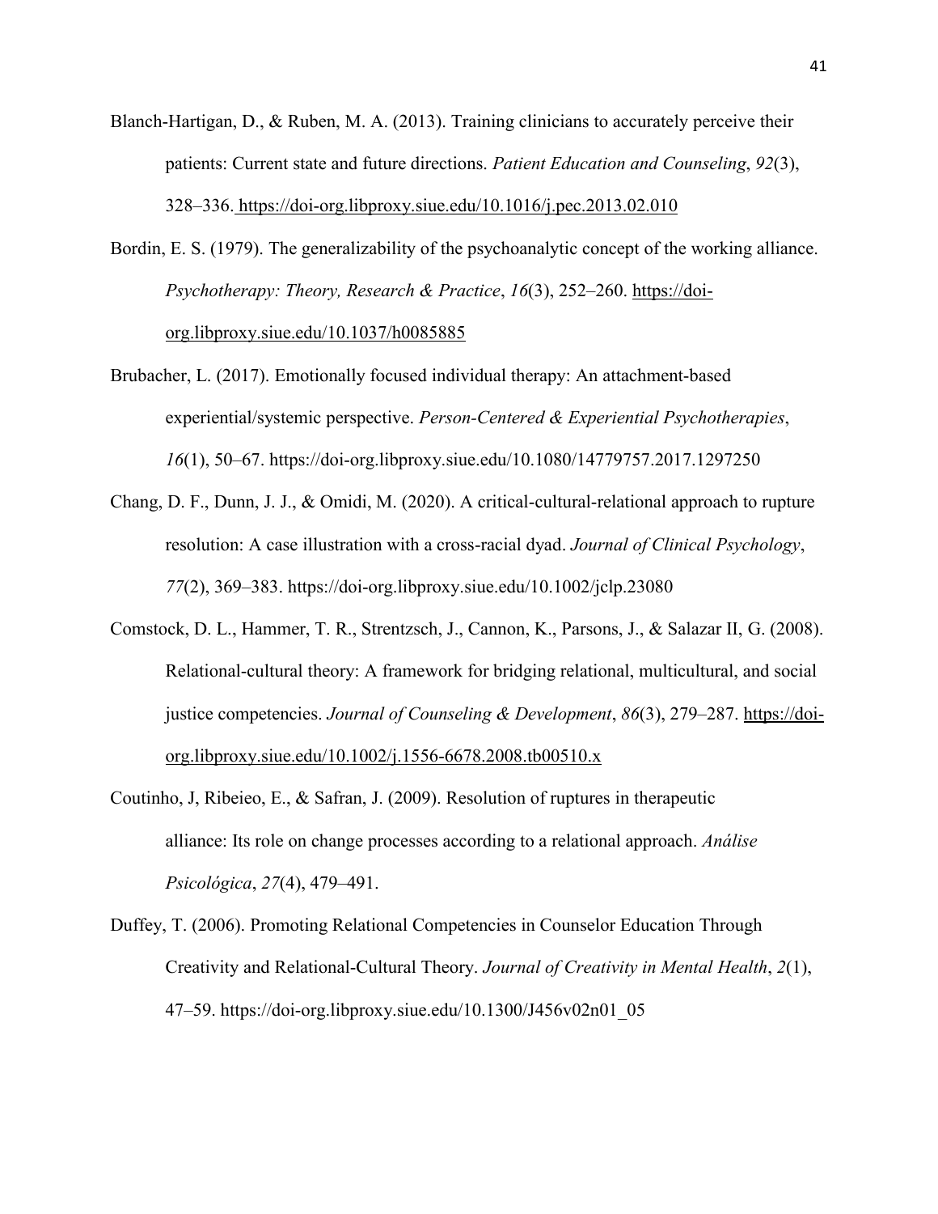Blanch-Hartigan, D., & Ruben, M. A. (2013). Training clinicians to accurately perceive their patients: Current state and future directions. *Patient Education and Counseling*, *92*(3), 328–336. https://doi-org.libproxy.siue.edu/10.1016/j.pec.2013.02.010

Bordin, E. S. (1979). The generalizability of the psychoanalytic concept of the working alliance. *Psychotherapy: Theory, Research & Practice*, *16*(3), 252–260. https://doi-org.libproxy.siue.edu/10.1037/h0085885

Brubacher, L. (2017). Emotionally focused individual therapy: An attachment-based experiential/systemic perspective. *Person-Centered & Experiential Psychotherapies*, *16*(1), 50–67. https://doi-org.libproxy.siue.edu/10.1080/14779757.2017.1297250

Chang, D. F., Dunn, J. J., & Omidi, M. (2020). A critical-cultural-relational approach to rupture resolution: A case illustration with a cross-racial dyad. *Journal of Clinical Psychology*, *77*(2), 369–383. https://doi-org.libproxy.siue.edu/10.1002/jclp.23080

Comstock, D. L., Hammer, T. R., Strentzsch, J., Cannon, K., Parsons, J., & Salazar II, G. (2008). Relational-cultural theory: A framework for bridging relational, multicultural, and social justice competencies. *Journal of Counseling & Development*, *86*(3), 279–287. https://doi-org.libproxy.siue.edu/10.1002/j.1556-6678.2008.tb00510.x

Coutinho, J, Ribeieo, E., & Safran, J. (2009). Resolution of ruptures in therapeutic alliance: Its role on change processes according to a relational approach. *Análise Psicológica*, *27*(4), 479–491.

Duffey, T. (2006). Promoting Relational Competencies in Counselor Education Through Creativity and Relational-Cultural Theory. *Journal of Creativity in Mental Health*, *2*(1), 47–59. https://doi-org.libproxy.siue.edu/10.1300/J456v02n01_05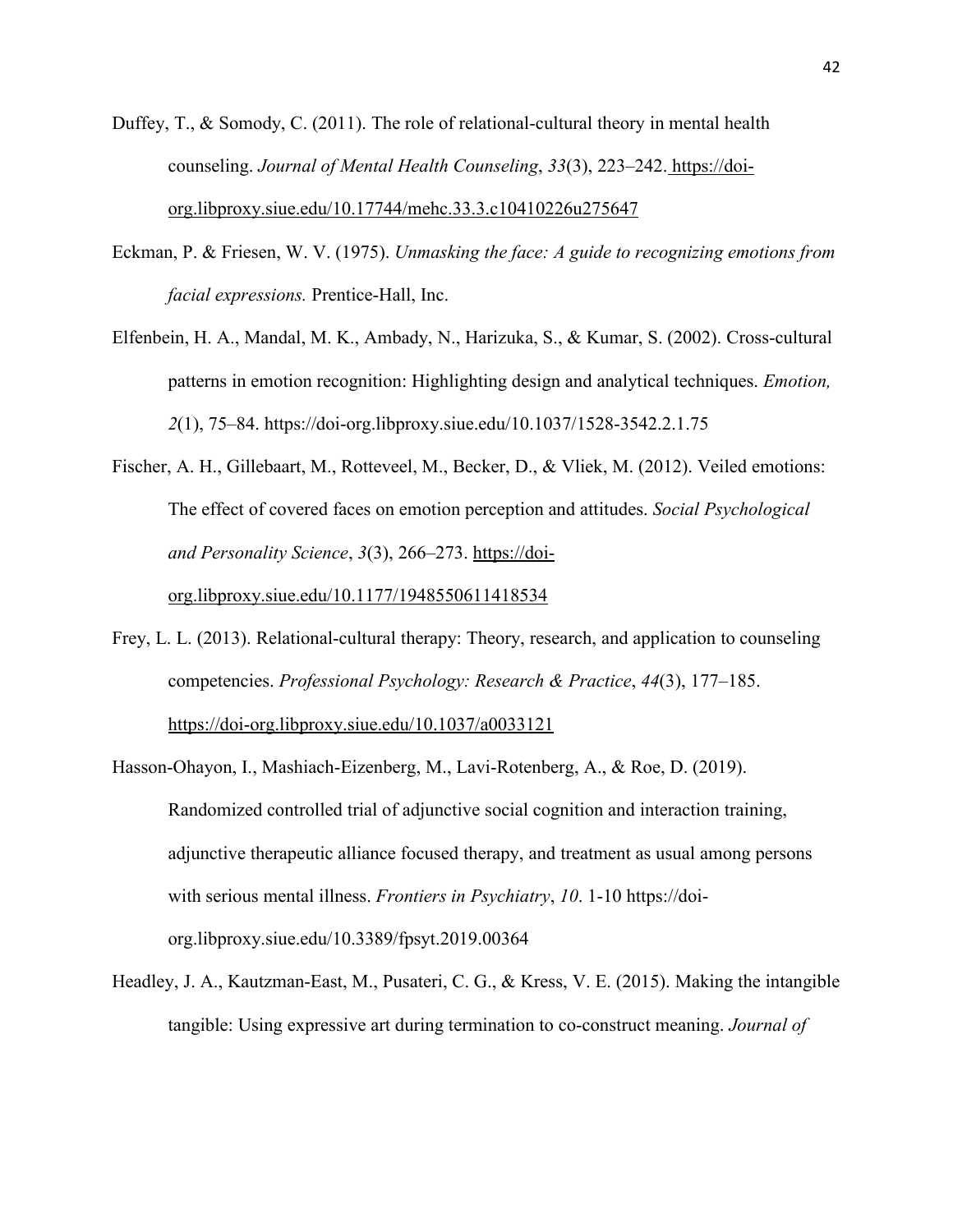Duffey, T., & Somody, C. (2011). The role of relational-cultural theory in mental health counseling. *Journal of Mental Health Counseling*, *33*(3), 223–242. https://doi-org.libproxy.siue.edu/10.17744/mehc.33.3.c10410226u275647

Eckman, P. & Friesen, W. V. (1975). *Unmasking the face: A guide to recognizing emotions from facial expressions.* Prentice-Hall, Inc.

Elfenbein, H. A., Mandal, M. K., Ambady, N., Harizuka, S., & Kumar, S. (2002). Cross-cultural patterns in emotion recognition: Highlighting design and analytical techniques. *Emotion, 2*(1), 75–84. https://doi-org.libproxy.siue.edu/10.1037/1528-3542.2.1.75

Fischer, A. H., Gillebaart, M., Rotteveel, M., Becker, D., & Vliek, M. (2012). Veiled emotions: The effect of covered faces on emotion perception and attitudes. *Social Psychological and Personality Science*, *3*(3), 266–273. https://doi-org.libproxy.siue.edu/10.1177/1948550611418534

Frey, L. L. (2013). Relational-cultural therapy: Theory, research, and application to counseling competencies. *Professional Psychology: Research & Practice*, *44*(3), 177–185. https://doi-org.libproxy.siue.edu/10.1037/a0033121

Hasson-Ohayon, I., Mashiach-Eizenberg, M., Lavi-Rotenberg, A., & Roe, D. (2019). Randomized controlled trial of adjunctive social cognition and interaction training, adjunctive therapeutic alliance focused therapy, and treatment as usual among persons with serious mental illness. *Frontiers in Psychiatry*, *10*. 1-10 https://doi-org.libproxy.siue.edu/10.3389/fpsyt.2019.00364

Headley, J. A., Kautzman-East, M., Pusateri, C. G., & Kress, V. E. (2015). Making the intangible tangible: Using expressive art during termination to co-construct meaning. *Journal of*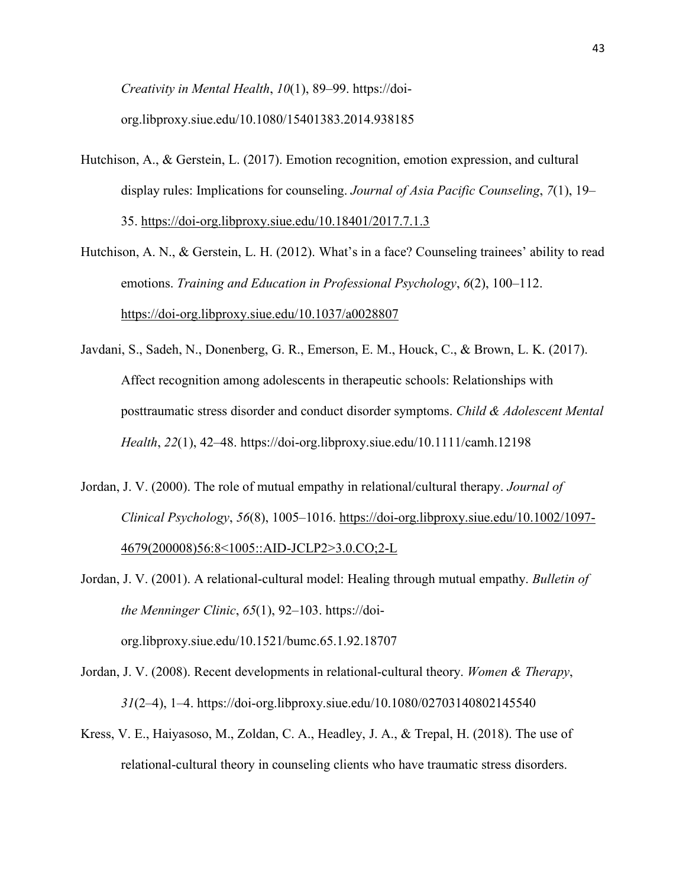*Creativity in Mental Health*, *10*(1), 89–99. https://doi-org.libproxy.siue.edu/10.1080/15401383.2014.938185

Hutchison, A., & Gerstein, L. (2017). Emotion recognition, emotion expression, and cultural display rules: Implications for counseling. *Journal of Asia Pacific Counseling*, *7*(1), 19–35. https://doi-org.libproxy.siue.edu/10.18401/2017.7.1.3

Hutchison, A. N., & Gerstein, L. H. (2012). What's in a face? Counseling trainees' ability to read emotions. *Training and Education in Professional Psychology*, *6*(2), 100–112. https://doi-org.libproxy.siue.edu/10.1037/a0028807

Javdani, S., Sadeh, N., Donenberg, G. R., Emerson, E. M., Houck, C., & Brown, L. K. (2017). Affect recognition among adolescents in therapeutic schools: Relationships with posttraumatic stress disorder and conduct disorder symptoms. *Child & Adolescent Mental Health*, *22*(1), 42–48. https://doi-org.libproxy.siue.edu/10.1111/camh.12198

Jordan, J. V. (2000). The role of mutual empathy in relational/cultural therapy. *Journal of Clinical Psychology*, *56*(8), 1005–1016. https://doi-org.libproxy.siue.edu/10.1002/1097-4679(200008)56:8<1005::AID-JCLP2>3.0.CO;2-L

Jordan, J. V. (2001). A relational-cultural model: Healing through mutual empathy. *Bulletin of the Menninger Clinic*, *65*(1), 92–103. https://doi-org.libproxy.siue.edu/10.1521/bumc.65.1.92.18707

Jordan, J. V. (2008). Recent developments in relational-cultural theory. *Women & Therapy*, *31*(2–4), 1–4. https://doi-org.libproxy.siue.edu/10.1080/02703140802145540

Kress, V. E., Haiyasoso, M., Zoldan, C. A., Headley, J. A., & Trepal, H. (2018). The use of relational-cultural theory in counseling clients who have traumatic stress disorders.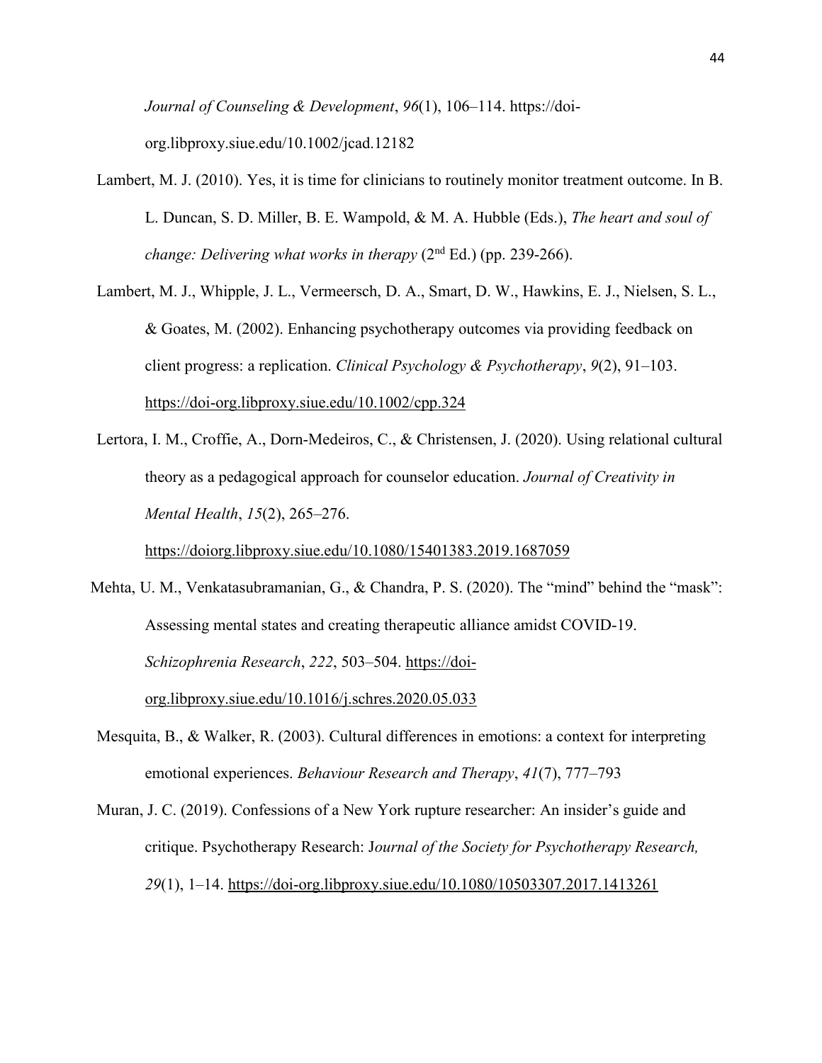*Journal of Counseling & Development*, *96*(1), 106–114. https://doi-org.libproxy.siue.edu/10.1002/jcad.12182

Lambert, M. J. (2010). Yes, it is time for clinicians to routinely monitor treatment outcome. In B. L. Duncan, S. D. Miller, B. E. Wampold, & M. A. Hubble (Eds.), *The heart and soul of change: Delivering what works in therapy* (2nd Ed.) (pp. 239-266).

Lambert, M. J., Whipple, J. L., Vermeersch, D. A., Smart, D. W., Hawkins, E. J., Nielsen, S. L., & Goates, M. (2002). Enhancing psychotherapy outcomes via providing feedback on client progress: a replication. *Clinical Psychology & Psychotherapy*, *9*(2), 91–103. https://doi-org.libproxy.siue.edu/10.1002/cpp.324

Lertora, I. M., Croffie, A., Dorn-Medeiros, C., & Christensen, J. (2020). Using relational cultural theory as a pedagogical approach for counselor education. *Journal of Creativity in Mental Health*, *15*(2), 265–276. https://doiorg.libproxy.siue.edu/10.1080/15401383.2019.1687059

Mehta, U. M., Venkatasubramanian, G., & Chandra, P. S. (2020). The "mind" behind the "mask": Assessing mental states and creating therapeutic alliance amidst COVID-19. *Schizophrenia Research*, *222*, 503–504. https://doi-org.libproxy.siue.edu/10.1016/j.schres.2020.05.033

Mesquita, B., & Walker, R. (2003). Cultural differences in emotions: a context for interpreting emotional experiences. *Behaviour Research and Therapy*, *41*(7), 777–793

Muran, J. C. (2019). Confessions of a New York rupture researcher: An insider's guide and critique. Psychotherapy Research: J*ournal of the Society for Psychotherapy Research, 29*(1), 1–14. https://doi-org.libproxy.siue.edu/10.1080/10503307.2017.1413261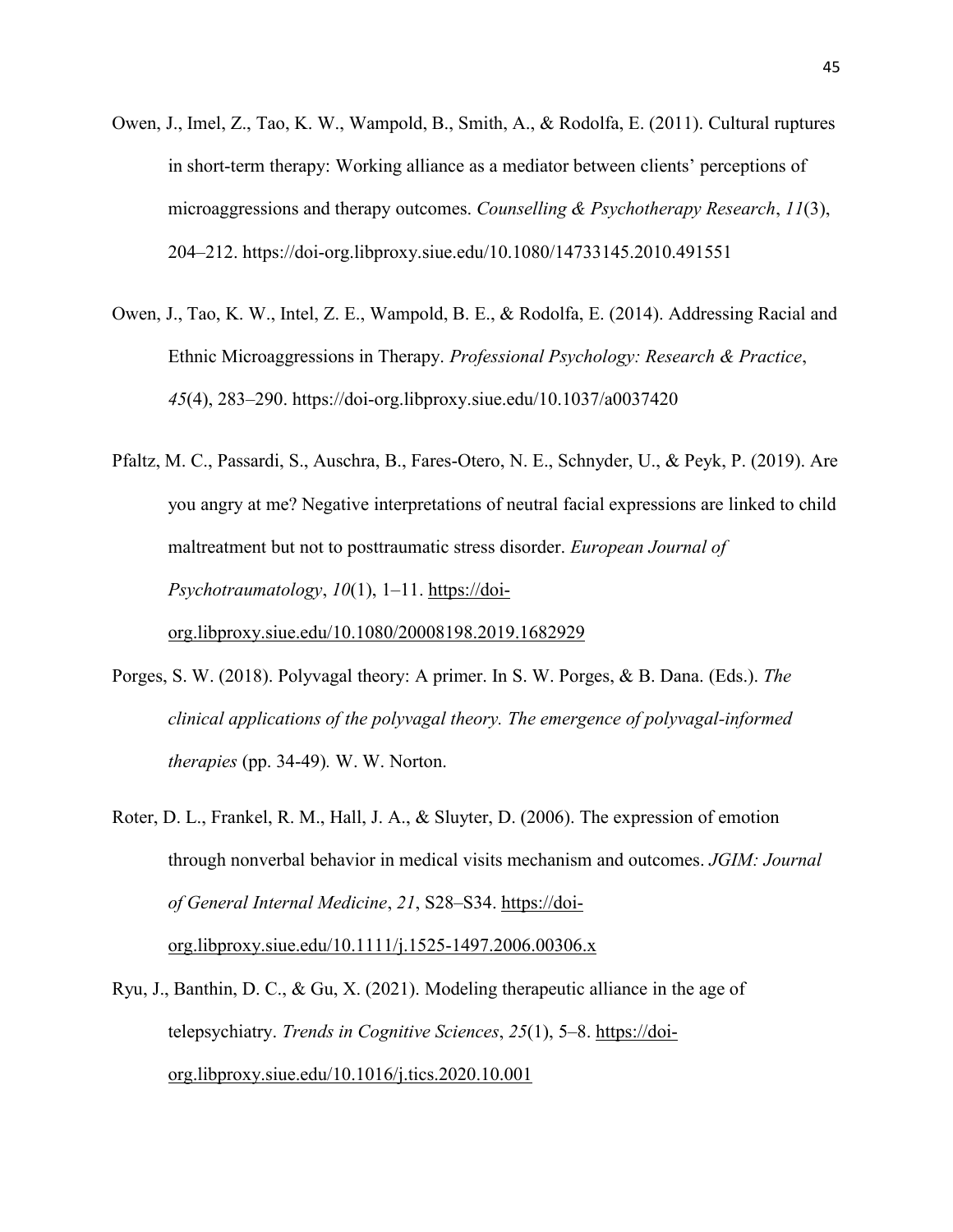Owen, J., Imel, Z., Tao, K. W., Wampold, B., Smith, A., & Rodolfa, E. (2011). Cultural ruptures in short-term therapy: Working alliance as a mediator between clients' perceptions of microaggressions and therapy outcomes. *Counselling & Psychotherapy Research*, *11*(3), 204–212. https://doi-org.libproxy.siue.edu/10.1080/14733145.2010.491551

Owen, J., Tao, K. W., Intel, Z. E., Wampold, B. E., & Rodolfa, E. (2014). Addressing Racial and Ethnic Microaggressions in Therapy. *Professional Psychology: Research & Practice*, *45*(4), 283–290. https://doi-org.libproxy.siue.edu/10.1037/a0037420

Pfaltz, M. C., Passardi, S., Auschra, B., Fares-Otero, N. E., Schnyder, U., & Peyk, P. (2019). Are you angry at me? Negative interpretations of neutral facial expressions are linked to child maltreatment but not to posttraumatic stress disorder. *European Journal of Psychotraumatology*, *10*(1), 1–11. https://doi-org.libproxy.siue.edu/10.1080/20008198.2019.1682929

Porges, S. W. (2018). Polyvagal theory: A primer. In S. W. Porges, & B. Dana. (Eds.). *The clinical applications of the polyvagal theory. The emergence of polyvagal-informed therapies* (pp. 34-49). W. W. Norton.

Roter, D. L., Frankel, R. M., Hall, J. A., & Sluyter, D. (2006). The expression of emotion through nonverbal behavior in medical visits mechanism and outcomes. *JGIM: Journal of General Internal Medicine*, *21*, S28–S34. https://doi-org.libproxy.siue.edu/10.1111/j.1525-1497.2006.00306.x

Ryu, J., Banthin, D. C., & Gu, X. (2021). Modeling therapeutic alliance in the age of telepsychiatry. *Trends in Cognitive Sciences*, *25*(1), 5–8. https://doi-org.libproxy.siue.edu/10.1016/j.tics.2020.10.001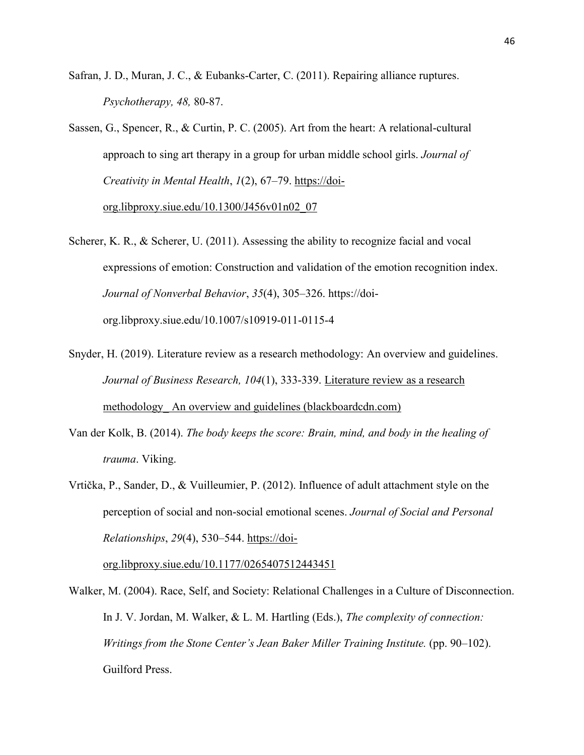Safran, J. D., Muran, J. C., & Eubanks-Carter, C. (2011). Repairing alliance ruptures. *Psychotherapy, 48,* 80-87.

Sassen, G., Spencer, R., & Curtin, P. C. (2005). Art from the heart: A relational-cultural approach to sing art therapy in a group for urban middle school girls. *Journal of Creativity in Mental Health*, *1*(2), 67–79. https://doi-org.libproxy.siue.edu/10.1300/J456v01n02_07

Scherer, K. R., & Scherer, U. (2011). Assessing the ability to recognize facial and vocal expressions of emotion: Construction and validation of the emotion recognition index. *Journal of Nonverbal Behavior*, *35*(4), 305–326. https://doi-org.libproxy.siue.edu/10.1007/s10919-011-0115-4

Snyder, H. (2019). Literature review as a research methodology: An overview and guidelines. *Journal of Business Research, 104*(1), 333-339. Literature review as a research methodology_ An overview and guidelines (blackboardcdn.com)

Van der Kolk, B. (2014). *The body keeps the score: Brain, mind, and body in the healing of trauma*. Viking.

Vrtička, P., Sander, D., & Vuilleumier, P. (2012). Influence of adult attachment style on the perception of social and non-social emotional scenes. *Journal of Social and Personal Relationships*, *29*(4), 530–544. https://doi-org.libproxy.siue.edu/10.1177/0265407512443451

Walker, M. (2004). Race, Self, and Society: Relational Challenges in a Culture of Disconnection. In J. V. Jordan, M. Walker, & L. M. Hartling (Eds.), *The complexity of connection: Writings from the Stone Center's Jean Baker Miller Training Institute.* (pp. 90–102). Guilford Press.